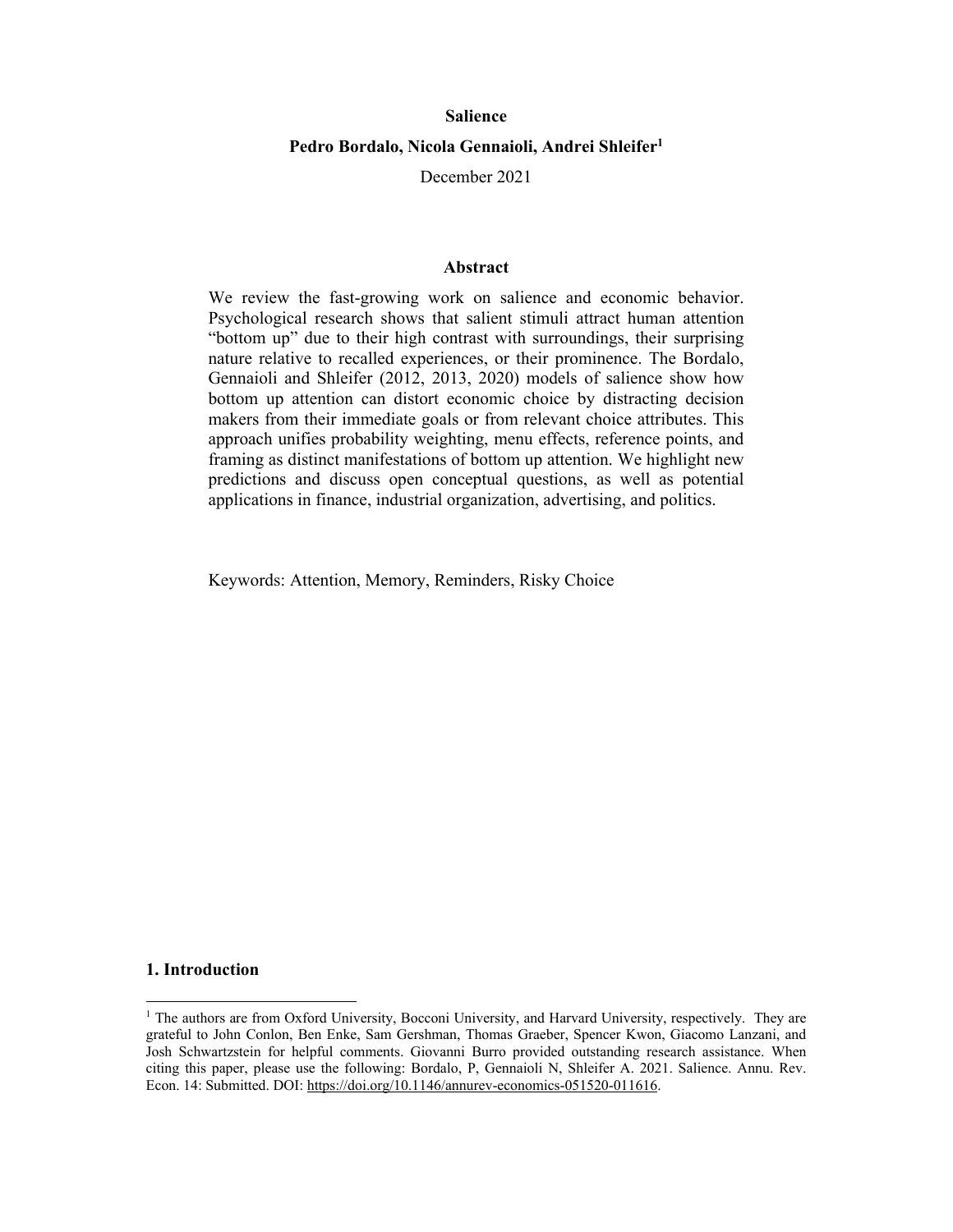# Salience

**Pedro Bordalo, Nicola Gennaioli, Andrei Shleifer[1]**

December 2021

## Abstract

We review the fast-growing work on salience and economic behavior. Psychological research shows that salient stimuli attract human attention "bottom up" due to their high contrast with surroundings, their surprising nature relative to recalled experiences, or their prominence. The Bordalo, Gennaioli and Shleifer (2012, 2013, 2020) models of salience show how bottom up attention can distort economic choice by distracting decision makers from their immediate goals or from relevant choice attributes. This approach unifies probability weighting, menu effects, reference points, and framing as distinct manifestations of bottom up attention. We highlight new predictions and discuss open conceptual questions, as well as potential applications in finance, industrial organization, advertising, and politics.

Keywords: Attention, Memory, Reminders, Risky Choice

## 1. Introduction

[1] The authors are from Oxford University, Bocconi University, and Harvard University, respectively. They are grateful to John Conlon, Ben Enke, Sam Gershman, Thomas Graeber, Spencer Kwon, Giacomo Lanzani, and Josh Schwartzstein for helpful comments. Giovanni Burro provided outstanding research assistance. When citing this paper, please use the following: Bordalo, P, Gennaioli N, Shleifer A. 2021. Salience. Annu. Rev. Econ. 14: Submitted. DOI: https://doi.org/10.1146/annurev-economics-051520-011616.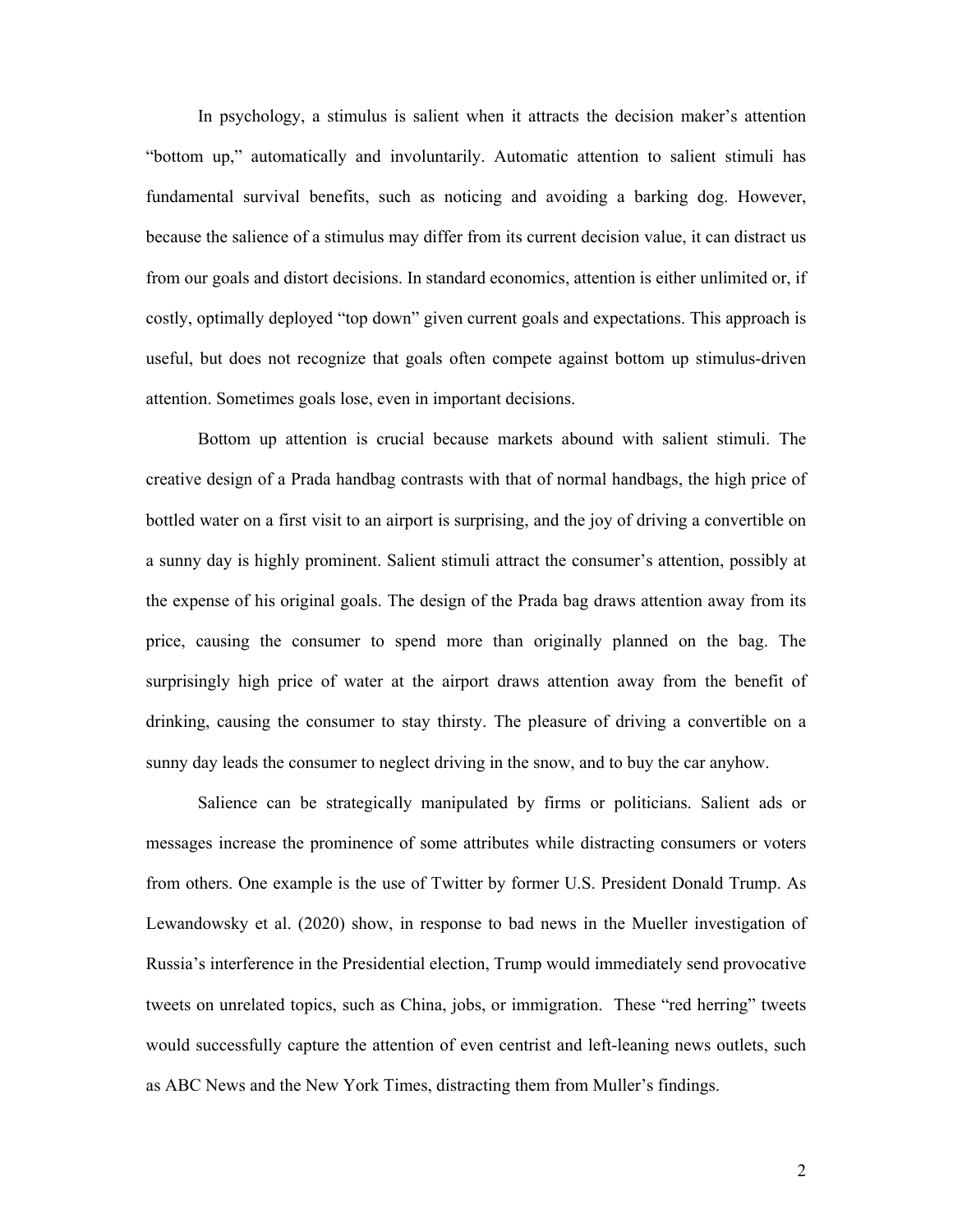In psychology, a stimulus is salient when it attracts the decision maker's attention "bottom up," automatically and involuntarily. Automatic attention to salient stimuli has fundamental survival benefits, such as noticing and avoiding a barking dog. However, because the salience of a stimulus may differ from its current decision value, it can distract us from our goals and distort decisions. In standard economics, attention is either unlimited or, if costly, optimally deployed "top down" given current goals and expectations. This approach is useful, but does not recognize that goals often compete against bottom up stimulus-driven attention. Sometimes goals lose, even in important decisions.

Bottom up attention is crucial because markets abound with salient stimuli. The creative design of a Prada handbag contrasts with that of normal handbags, the high price of bottled water on a first visit to an airport is surprising, and the joy of driving a convertible on a sunny day is highly prominent. Salient stimuli attract the consumer's attention, possibly at the expense of his original goals. The design of the Prada bag draws attention away from its price, causing the consumer to spend more than originally planned on the bag. The surprisingly high price of water at the airport draws attention away from the benefit of drinking, causing the consumer to stay thirsty. The pleasure of driving a convertible on a sunny day leads the consumer to neglect driving in the snow, and to buy the car anyhow.

Salience can be strategically manipulated by firms or politicians. Salient ads or messages increase the prominence of some attributes while distracting consumers or voters from others. One example is the use of Twitter by former U.S. President Donald Trump. As Lewandowsky et al. (2020) show, in response to bad news in the Mueller investigation of Russia's interference in the Presidential election, Trump would immediately send provocative tweets on unrelated topics, such as China, jobs, or immigration. These "red herring" tweets would successfully capture the attention of even centrist and left-leaning news outlets, such as ABC News and the New York Times, distracting them from Muller's findings.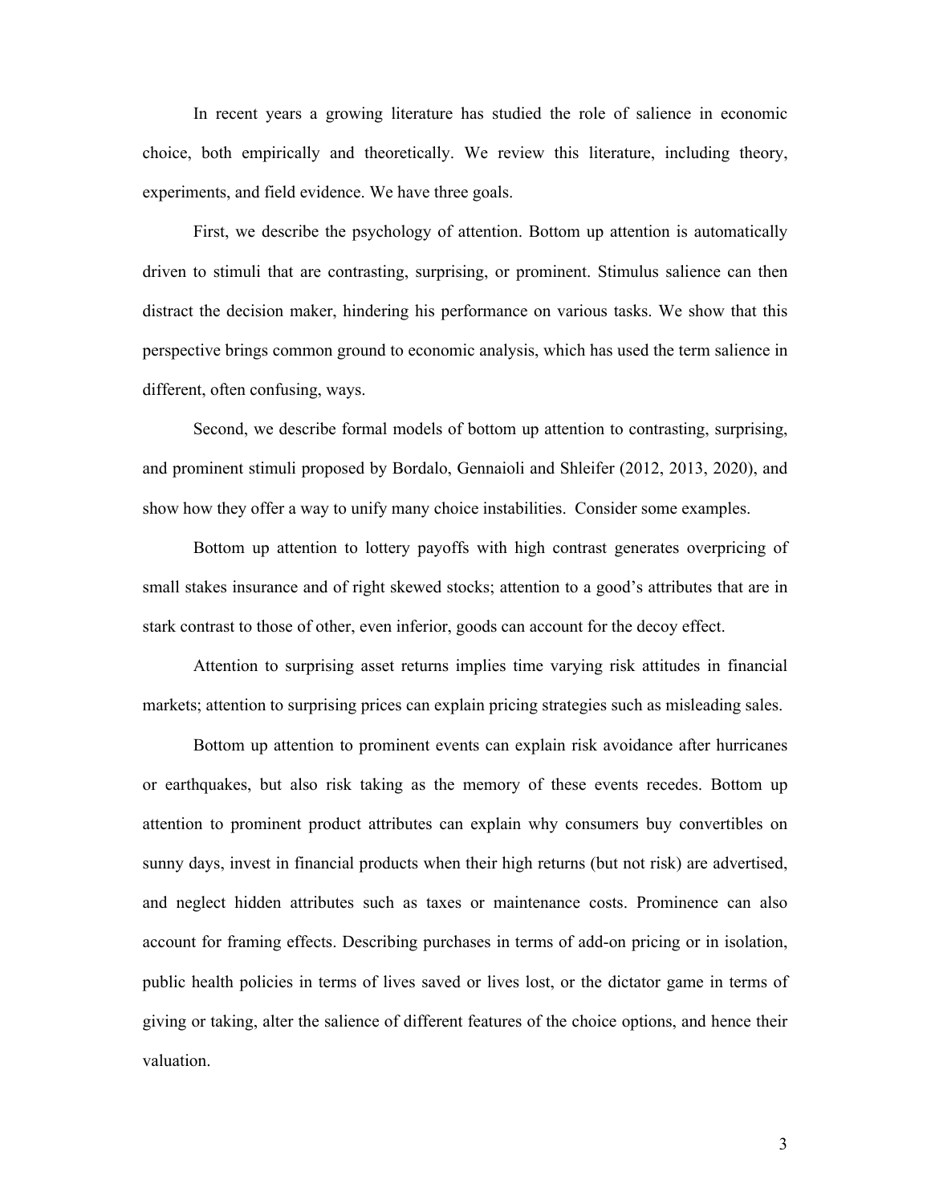In recent years a growing literature has studied the role of salience in economic choice, both empirically and theoretically. We review this literature, including theory, experiments, and field evidence. We have three goals.

First, we describe the psychology of attention. Bottom up attention is automatically driven to stimuli that are contrasting, surprising, or prominent. Stimulus salience can then distract the decision maker, hindering his performance on various tasks. We show that this perspective brings common ground to economic analysis, which has used the term salience in different, often confusing, ways.

Second, we describe formal models of bottom up attention to contrasting, surprising, and prominent stimuli proposed by Bordalo, Gennaioli and Shleifer (2012, 2013, 2020), and show how they offer a way to unify many choice instabilities. Consider some examples.

Bottom up attention to lottery payoffs with high contrast generates overpricing of small stakes insurance and of right skewed stocks; attention to a good's attributes that are in stark contrast to those of other, even inferior, goods can account for the decoy effect.

Attention to surprising asset returns implies time varying risk attitudes in financial markets; attention to surprising prices can explain pricing strategies such as misleading sales.

Bottom up attention to prominent events can explain risk avoidance after hurricanes or earthquakes, but also risk taking as the memory of these events recedes. Bottom up attention to prominent product attributes can explain why consumers buy convertibles on sunny days, invest in financial products when their high returns (but not risk) are advertised, and neglect hidden attributes such as taxes or maintenance costs. Prominence can also account for framing effects. Describing purchases in terms of add-on pricing or in isolation, public health policies in terms of lives saved or lives lost, or the dictator game in terms of giving or taking, alter the salience of different features of the choice options, and hence their valuation.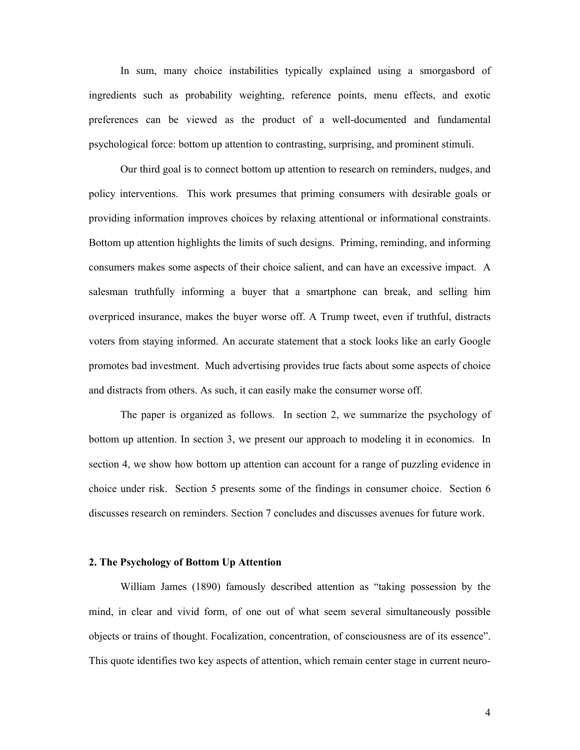In sum, many choice instabilities typically explained using a smorgasbord of ingredients such as probability weighting, reference points, menu effects, and exotic preferences can be viewed as the product of a well-documented and fundamental psychological force: bottom up attention to contrasting, surprising, and prominent stimuli.

Our third goal is to connect bottom up attention to research on reminders, nudges, and policy interventions. This work presumes that priming consumers with desirable goals or providing information improves choices by relaxing attentional or informational constraints. Bottom up attention highlights the limits of such designs. Priming, reminding, and informing consumers makes some aspects of their choice salient, and can have an excessive impact. A salesman truthfully informing a buyer that a smartphone can break, and selling him overpriced insurance, makes the buyer worse off. A Trump tweet, even if truthful, distracts voters from staying informed. An accurate statement that a stock looks like an early Google promotes bad investment. Much advertising provides true facts about some aspects of choice and distracts from others. As such, it can easily make the consumer worse off.

The paper is organized as follows. In section 2, we summarize the psychology of bottom up attention. In section 3, we present our approach to modeling it in economics. In section 4, we show how bottom up attention can account for a range of puzzling evidence in choice under risk. Section 5 presents some of the findings in consumer choice. Section 6 discusses research on reminders. Section 7 concludes and discusses avenues for future work.

## 2. The Psychology of Bottom Up Attention

William James (1890) famously described attention as "taking possession by the mind, in clear and vivid form, of one out of what seem several simultaneously possible objects or trains of thought. Focalization, concentration, of consciousness are of its essence". This quote identifies two key aspects of attention, which remain center stage in current neuro-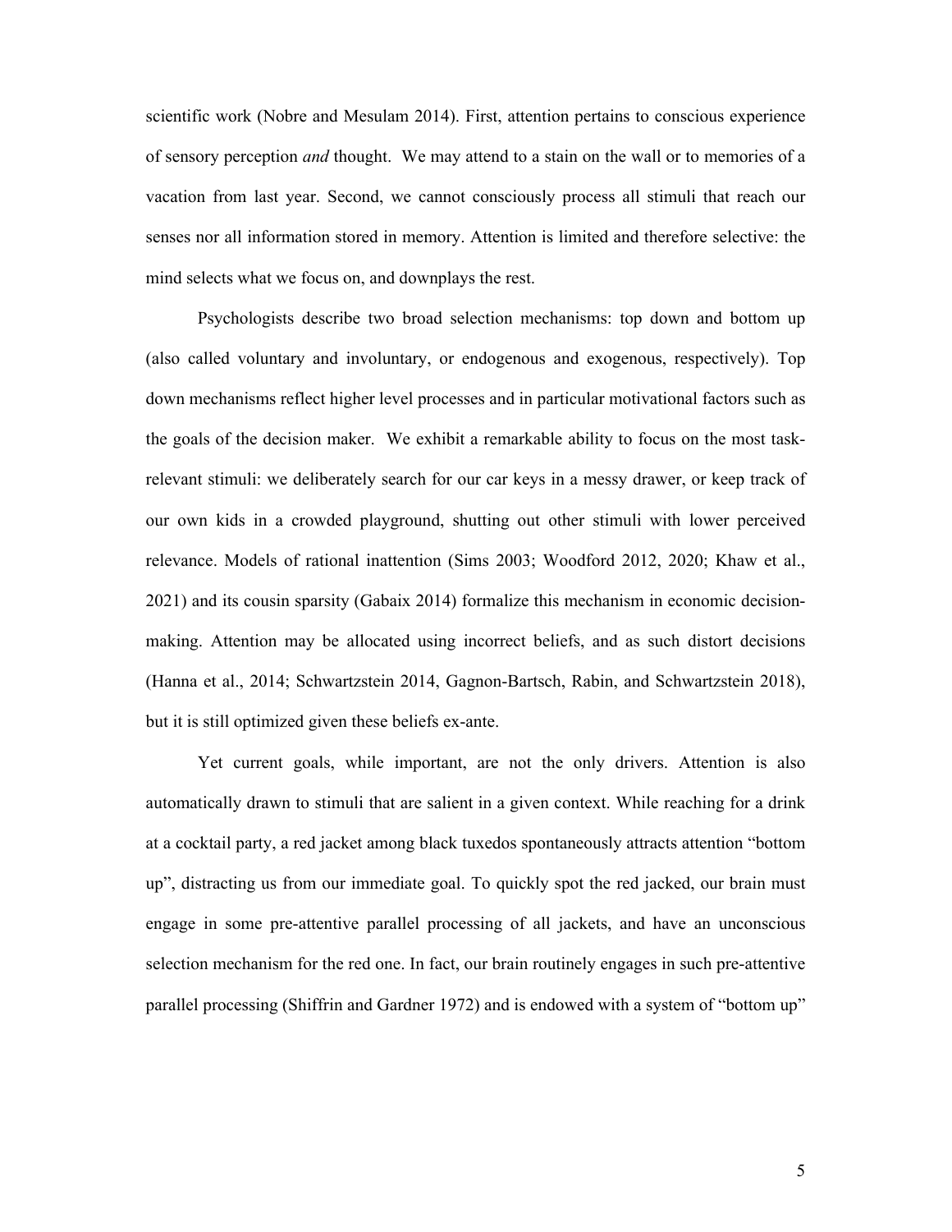scientific work (Nobre and Mesulam 2014). First, attention pertains to conscious experience of sensory perception *and* thought. We may attend to a stain on the wall or to memories of a vacation from last year. Second, we cannot consciously process all stimuli that reach our senses nor all information stored in memory. Attention is limited and therefore selective: the mind selects what we focus on, and downplays the rest.

Psychologists describe two broad selection mechanisms: top down and bottom up (also called voluntary and involuntary, or endogenous and exogenous, respectively). Top down mechanisms reflect higher level processes and in particular motivational factors such as the goals of the decision maker. We exhibit a remarkable ability to focus on the most task-relevant stimuli: we deliberately search for our car keys in a messy drawer, or keep track of our own kids in a crowded playground, shutting out other stimuli with lower perceived relevance. Models of rational inattention (Sims 2003; Woodford 2012, 2020; Khaw et al., 2021) and its cousin sparsity (Gabaix 2014) formalize this mechanism in economic decision-making. Attention may be allocated using incorrect beliefs, and as such distort decisions (Hanna et al., 2014; Schwartzstein 2014, Gagnon-Bartsch, Rabin, and Schwartzstein 2018), but it is still optimized given these beliefs ex-ante.

Yet current goals, while important, are not the only drivers. Attention is also automatically drawn to stimuli that are salient in a given context. While reaching for a drink at a cocktail party, a red jacket among black tuxedos spontaneously attracts attention "bottom up", distracting us from our immediate goal. To quickly spot the red jacked, our brain must engage in some pre-attentive parallel processing of all jackets, and have an unconscious selection mechanism for the red one. In fact, our brain routinely engages in such pre-attentive parallel processing (Shiffrin and Gardner 1972) and is endowed with a system of "bottom up"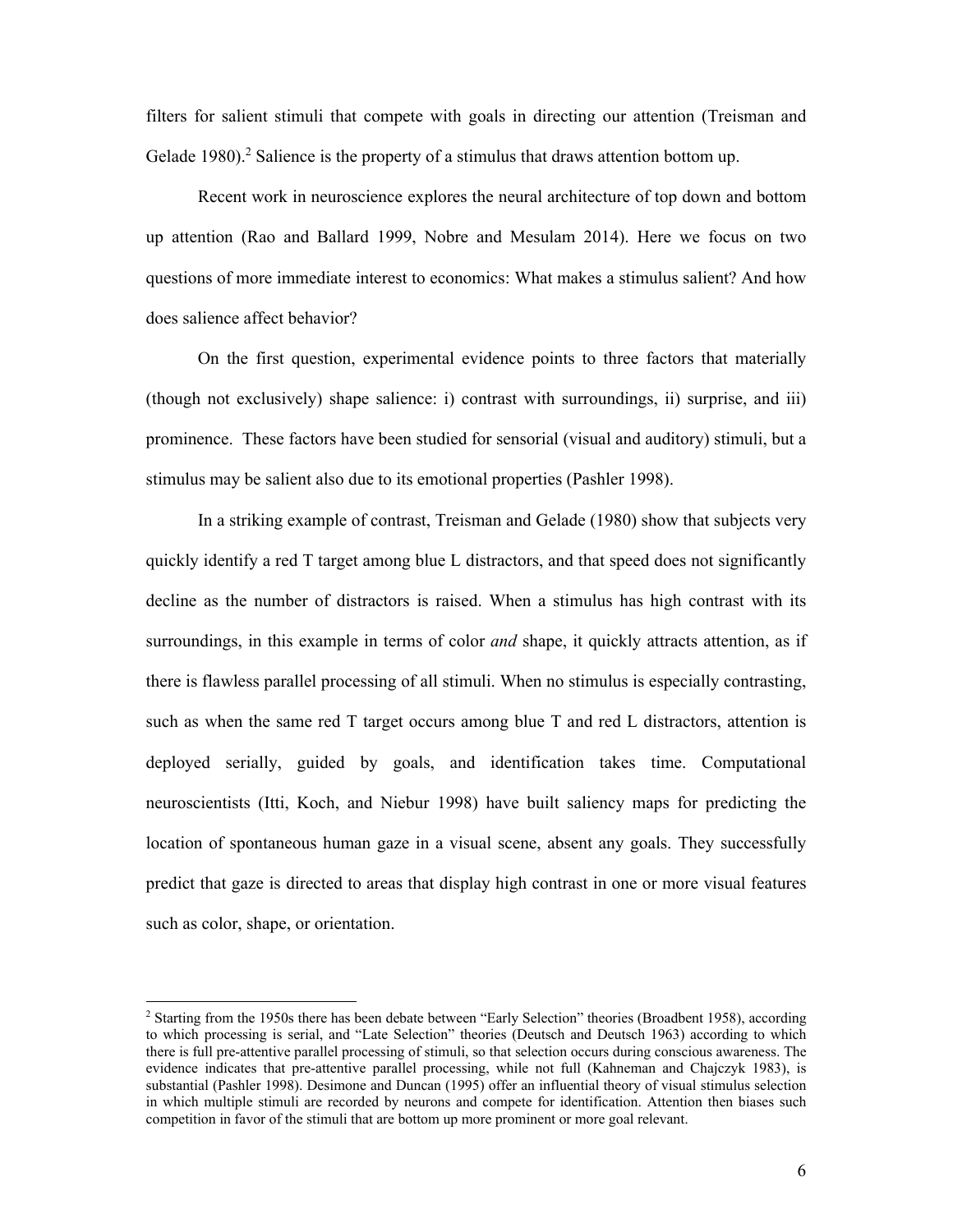filters for salient stimuli that compete with goals in directing our attention (Treisman and Gelade 1980).[2] Salience is the property of a stimulus that draws attention bottom up.

Recent work in neuroscience explores the neural architecture of top down and bottom up attention (Rao and Ballard 1999, Nobre and Mesulam 2014). Here we focus on two questions of more immediate interest to economics: What makes a stimulus salient? And how does salience affect behavior?

On the first question, experimental evidence points to three factors that materially (though not exclusively) shape salience: i) contrast with surroundings, ii) surprise, and iii) prominence. These factors have been studied for sensorial (visual and auditory) stimuli, but a stimulus may be salient also due to its emotional properties (Pashler 1998).

In a striking example of contrast, Treisman and Gelade (1980) show that subjects very quickly identify a red T target among blue L distractors, and that speed does not significantly decline as the number of distractors is raised. When a stimulus has high contrast with its surroundings, in this example in terms of color *and* shape, it quickly attracts attention, as if there is flawless parallel processing of all stimuli. When no stimulus is especially contrasting, such as when the same red T target occurs among blue T and red L distractors, attention is deployed serially, guided by goals, and identification takes time. Computational neuroscientists (Itti, Koch, and Niebur 1998) have built saliency maps for predicting the location of spontaneous human gaze in a visual scene, absent any goals. They successfully predict that gaze is directed to areas that display high contrast in one or more visual features such as color, shape, or orientation.

---

[2] Starting from the 1950s there has been debate between "Early Selection" theories (Broadbent 1958), according to which processing is serial, and "Late Selection" theories (Deutsch and Deutsch 1963) according to which there is full pre-attentive parallel processing of stimuli, so that selection occurs during conscious awareness. The evidence indicates that pre-attentive parallel processing, while not full (Kahneman and Chajczyk 1983), is substantial (Pashler 1998). Desimone and Duncan (1995) offer an influential theory of visual stimulus selection in which multiple stimuli are recorded by neurons and compete for identification. Attention then biases such competition in favor of the stimuli that are bottom up more prominent or more goal relevant.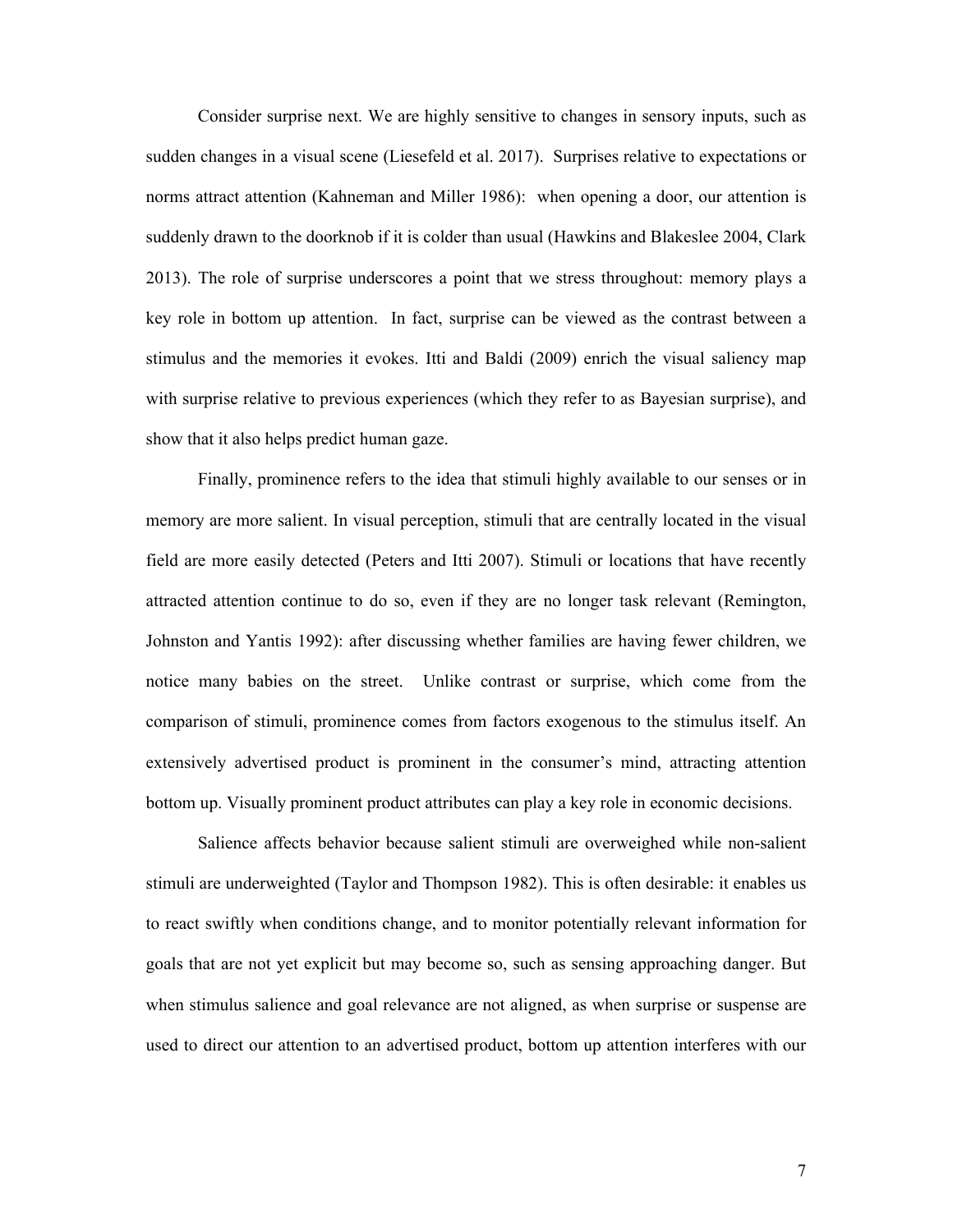Consider surprise next. We are highly sensitive to changes in sensory inputs, such as sudden changes in a visual scene (Liesefeld et al. 2017). Surprises relative to expectations or norms attract attention (Kahneman and Miller 1986): when opening a door, our attention is suddenly drawn to the doorknob if it is colder than usual (Hawkins and Blakeslee 2004, Clark 2013). The role of surprise underscores a point that we stress throughout: memory plays a key role in bottom up attention. In fact, surprise can be viewed as the contrast between a stimulus and the memories it evokes. Itti and Baldi (2009) enrich the visual saliency map with surprise relative to previous experiences (which they refer to as Bayesian surprise), and show that it also helps predict human gaze.

Finally, prominence refers to the idea that stimuli highly available to our senses or in memory are more salient. In visual perception, stimuli that are centrally located in the visual field are more easily detected (Peters and Itti 2007). Stimuli or locations that have recently attracted attention continue to do so, even if they are no longer task relevant (Remington, Johnston and Yantis 1992): after discussing whether families are having fewer children, we notice many babies on the street. Unlike contrast or surprise, which come from the comparison of stimuli, prominence comes from factors exogenous to the stimulus itself. An extensively advertised product is prominent in the consumer's mind, attracting attention bottom up. Visually prominent product attributes can play a key role in economic decisions.

Salience affects behavior because salient stimuli are overweighed while non-salient stimuli are underweighted (Taylor and Thompson 1982). This is often desirable: it enables us to react swiftly when conditions change, and to monitor potentially relevant information for goals that are not yet explicit but may become so, such as sensing approaching danger. But when stimulus salience and goal relevance are not aligned, as when surprise or suspense are used to direct our attention to an advertised product, bottom up attention interferes with our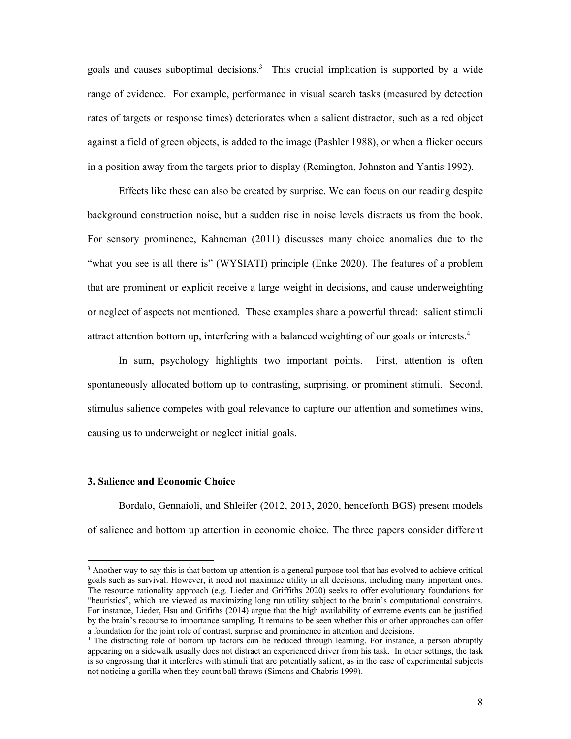goals and causes suboptimal decisions.[3] This crucial implication is supported by a wide range of evidence. For example, performance in visual search tasks (measured by detection rates of targets or response times) deteriorates when a salient distractor, such as a red object against a field of green objects, is added to the image (Pashler 1988), or when a flicker occurs in a position away from the targets prior to display (Remington, Johnston and Yantis 1992).

Effects like these can also be created by surprise. We can focus on our reading despite background construction noise, but a sudden rise in noise levels distracts us from the book. For sensory prominence, Kahneman (2011) discusses many choice anomalies due to the "what you see is all there is" (WYSIATI) principle (Enke 2020). The features of a problem that are prominent or explicit receive a large weight in decisions, and cause underweighting or neglect of aspects not mentioned. These examples share a powerful thread: salient stimuli attract attention bottom up, interfering with a balanced weighting of our goals or interests.[4]

In sum, psychology highlights two important points. First, attention is often spontaneously allocated bottom up to contrasting, surprising, or prominent stimuli. Second, stimulus salience competes with goal relevance to capture our attention and sometimes wins, causing us to underweight or neglect initial goals.

### 3. Salience and Economic Choice

Bordalo, Gennaioli, and Shleifer (2012, 2013, 2020, henceforth BGS) present models of salience and bottom up attention in economic choice. The three papers consider different

---

[3] Another way to say this is that bottom up attention is a general purpose tool that has evolved to achieve critical goals such as survival. However, it need not maximize utility in all decisions, including many important ones. The resource rationality approach (e.g. Lieder and Griffiths 2020) seeks to offer evolutionary foundations for "heuristics", which are viewed as maximizing long run utility subject to the brain's computational constraints. For instance, Lieder, Hsu and Grifiths (2014) argue that the high availability of extreme events can be justified by the brain's recourse to importance sampling. It remains to be seen whether this or other approaches can offer a foundation for the joint role of contrast, surprise and prominence in attention and decisions.

[4] The distracting role of bottom up factors can be reduced through learning. For instance, a person abruptly appearing on a sidewalk usually does not distract an experienced driver from his task. In other settings, the task is so engrossing that it interferes with stimuli that are potentially salient, as in the case of experimental subjects not noticing a gorilla when they count ball throws (Simons and Chabris 1999).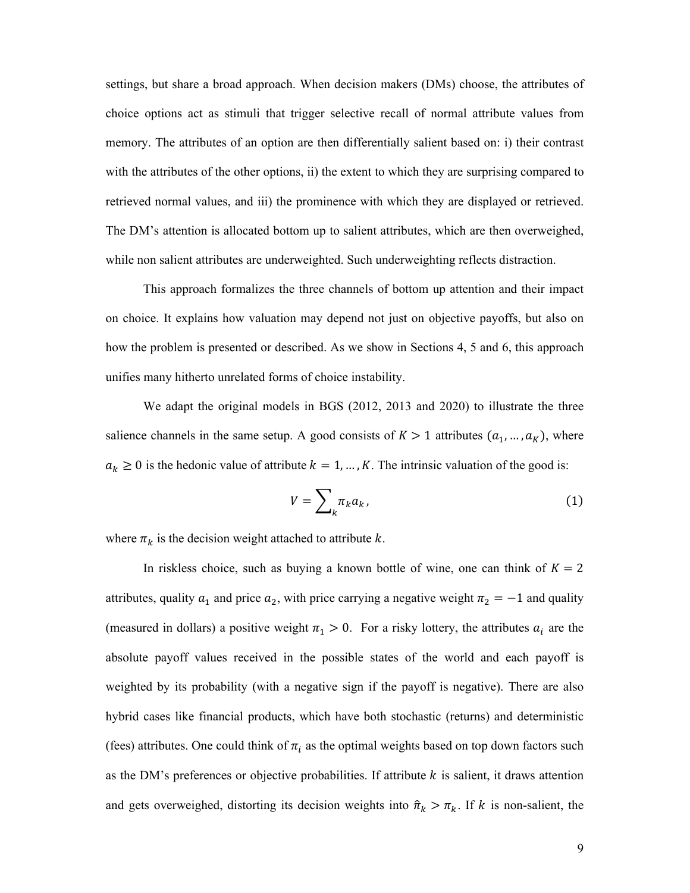settings, but share a broad approach. When decision makers (DMs) choose, the attributes of choice options act as stimuli that trigger selective recall of normal attribute values from memory. The attributes of an option are then differentially salient based on: i) their contrast with the attributes of the other options, ii) the extent to which they are surprising compared to retrieved normal values, and iii) the prominence with which they are displayed or retrieved. The DM's attention is allocated bottom up to salient attributes, which are then overweighed, while non salient attributes are underweighted. Such underweighting reflects distraction.

This approach formalizes the three channels of bottom up attention and their impact on choice. It explains how valuation may depend not just on objective payoffs, but also on how the problem is presented or described. As we show in Sections 4, 5 and 6, this approach unifies many hitherto unrelated forms of choice instability.

We adapt the original models in BGS (2012, 2013 and 2020) to illustrate the three salience channels in the same setup. A good consists of $K > 1$ attributes $(a_1, \ldots, a_K)$, where $a_k \geq 0$ is the hedonic value of attribute $k = 1, \ldots, K$. The intrinsic valuation of the good is:

$$V = \sum_k \pi_k a_k, \tag{1}$$

where $\pi_k$ is the decision weight attached to attribute $k$.

In riskless choice, such as buying a known bottle of wine, one can think of $K = 2$ attributes, quality $a_1$ and price $a_2$, with price carrying a negative weight $\pi_2 = -1$ and quality (measured in dollars) a positive weight $\pi_1 > 0$. For a risky lottery, the attributes $a_i$ are the absolute payoff values received in the possible states of the world and each payoff is weighted by its probability (with a negative sign if the payoff is negative). There are also hybrid cases like financial products, which have both stochastic (returns) and deterministic (fees) attributes. One could think of $\pi_i$ as the optimal weights based on top down factors such as the DM's preferences or objective probabilities. If attribute $k$ is salient, it draws attention and gets overweighed, distorting its decision weights into $\hat{\pi}_k > \pi_k$. If $k$ is non-salient, the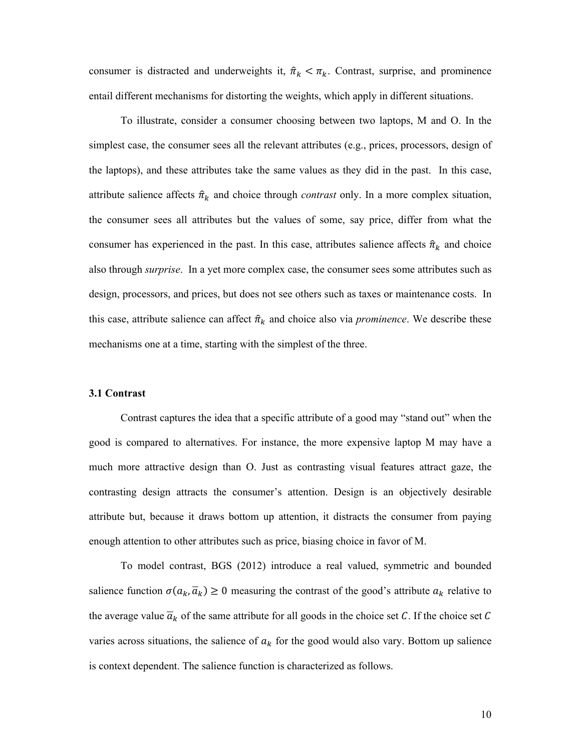consumer is distracted and underweights it, $\hat{\pi}_k < \pi_k$. Contrast, surprise, and prominence entail different mechanisms for distorting the weights, which apply in different situations.

To illustrate, consider a consumer choosing between two laptops, M and O. In the simplest case, the consumer sees all the relevant attributes (e.g., prices, processors, design of the laptops), and these attributes take the same values as they did in the past. In this case, attribute salience affects $\hat{\pi}_k$ and choice through *contrast* only. In a more complex situation, the consumer sees all attributes but the values of some, say price, differ from what the consumer has experienced in the past. In this case, attributes salience affects $\hat{\pi}_k$ and choice also through *surprise*. In a yet more complex case, the consumer sees some attributes such as design, processors, and prices, but does not see others such as taxes or maintenance costs. In this case, attribute salience can affect $\hat{\pi}_k$ and choice also via *prominence*. We describe these mechanisms one at a time, starting with the simplest of the three.

### 3.1 Contrast

Contrast captures the idea that a specific attribute of a good may "stand out" when the good is compared to alternatives. For instance, the more expensive laptop M may have a much more attractive design than O. Just as contrasting visual features attract gaze, the contrasting design attracts the consumer's attention. Design is an objectively desirable attribute but, because it draws bottom up attention, it distracts the consumer from paying enough attention to other attributes such as price, biasing choice in favor of M.

To model contrast, BGS (2012) introduce a real valued, symmetric and bounded salience function $\sigma(a_k, \bar{a}_k) \geq 0$ measuring the contrast of the good's attribute $a_k$ relative to the average value $\bar{a}_k$ of the same attribute for all goods in the choice set $C$. If the choice set $C$ varies across situations, the salience of $a_k$ for the good would also vary. Bottom up salience is context dependent. The salience function is characterized as follows.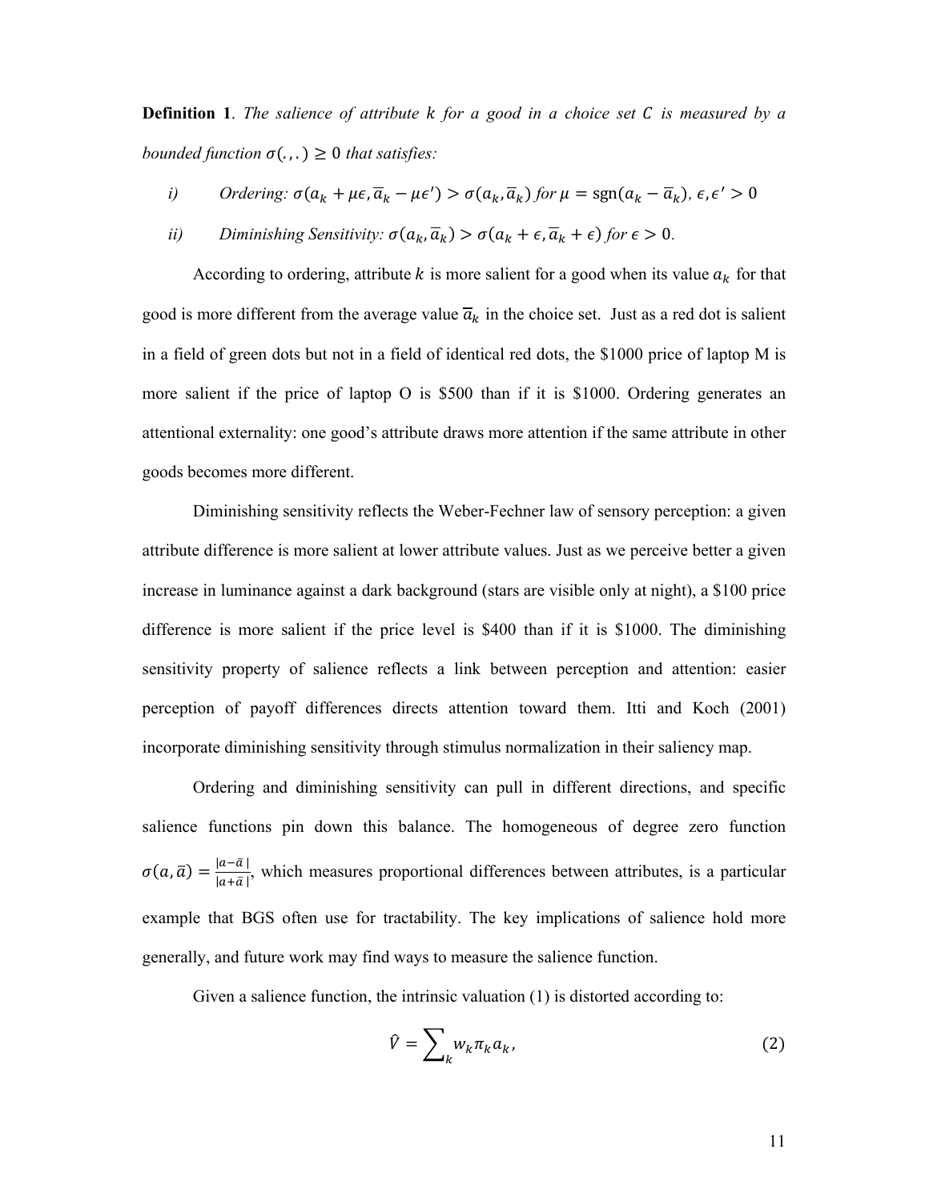**Definition 1**. *The salience of attribute $k$ for a good in a choice set $C$ is measured by a bounded function $\sigma(.,.) \geq 0$ that satisfies:*

*i)* *Ordering: $\sigma(a_k + \mu\epsilon, \overline{a}_k - \mu\epsilon') > \sigma(a_k, \overline{a}_k)$ for $\mu = \text{sgn}(a_k - \overline{a}_k)$, $\epsilon, \epsilon' > 0$*

*ii)* *Diminishing Sensitivity: $\sigma(a_k, \overline{a}_k) > \sigma(a_k + \epsilon, \overline{a}_k + \epsilon)$ for $\epsilon > 0$.*

According to ordering, attribute $k$ is more salient for a good when its value $a_k$ for that good is more different from the average value $\overline{a}_k$ in the choice set. Just as a red dot is salient in a field of green dots but not in a field of identical red dots, the \$1000 price of laptop M is more salient if the price of laptop O is \$500 than if it is \$1000. Ordering generates an attentional externality: one good's attribute draws more attention if the same attribute in other goods becomes more different.

Diminishing sensitivity reflects the Weber-Fechner law of sensory perception: a given attribute difference is more salient at lower attribute values. Just as we perceive better a given increase in luminance against a dark background (stars are visible only at night), a \$100 price difference is more salient if the price level is \$400 than if it is \$1000. The diminishing sensitivity property of salience reflects a link between perception and attention: easier perception of payoff differences directs attention toward them. Itti and Koch (2001) incorporate diminishing sensitivity through stimulus normalization in their saliency map.

Ordering and diminishing sensitivity can pull in different directions, and specific salience functions pin down this balance. The homogeneous of degree zero function $\sigma(a, \overline{a}) = \frac{|a - \overline{a}|}{|a + \overline{a}|}$, which measures proportional differences between attributes, is a particular example that BGS often use for tractability. The key implications of salience hold more generally, and future work may find ways to measure the salience function.

Given a salience function, the intrinsic valuation (1) is distorted according to:

$$\hat{V} = \sum_k w_k \pi_k a_k, \tag{2}$$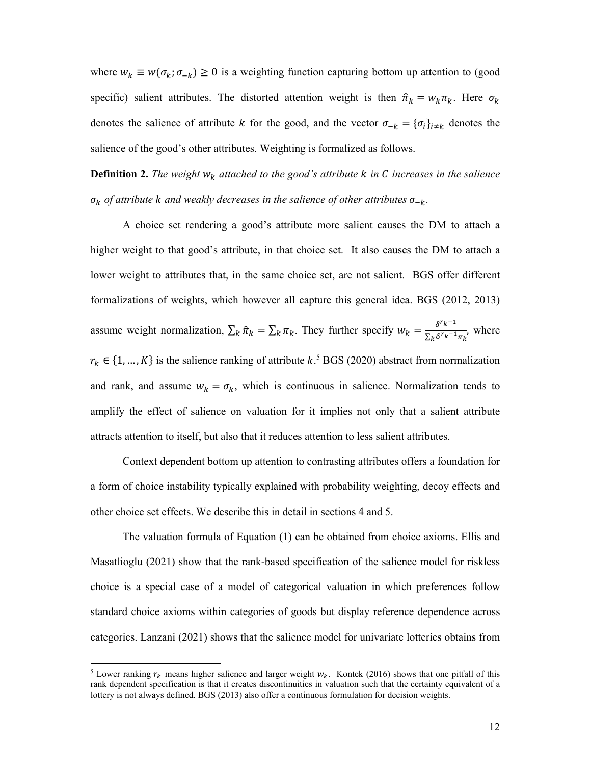where $w_k \equiv w(\sigma_k; \sigma_{-k}) \geq 0$ is a weighting function capturing bottom up attention to (good specific) salient attributes. The distorted attention weight is then $\hat{\pi}_k = w_k \pi_k$. Here $\sigma_k$ denotes the salience of attribute $k$ for the good, and the vector $\sigma_{-k} = \{\sigma_i\}_{i \neq k}$ denotes the salience of the good's other attributes. Weighting is formalized as follows.

**Definition 2.** *The weight $w_k$ attached to the good's attribute $k$ in $C$ increases in the salience $\sigma_k$ of attribute $k$ and weakly decreases in the salience of other attributes $\sigma_{-k}$.*

A choice set rendering a good's attribute more salient causes the DM to attach a higher weight to that good's attribute, in that choice set. It also causes the DM to attach a lower weight to attributes that, in the same choice set, are not salient. BGS offer different formalizations of weights, which however all capture this general idea. BGS (2012, 2013) assume weight normalization, $\sum_k \hat{\pi}_k = \sum_k \pi_k$. They further specify $w_k = \frac{\delta^{r_k - 1}}{\sum_k \delta^{r_k - 1} \pi_k}$, where $r_k \in \{1, \ldots, K\}$ is the salience ranking of attribute $k$.[5] BGS (2020) abstract from normalization and rank, and assume $w_k = \sigma_k$, which is continuous in salience. Normalization tends to amplify the effect of salience on valuation for it implies not only that a salient attribute attracts attention to itself, but also that it reduces attention to less salient attributes.

Context dependent bottom up attention to contrasting attributes offers a foundation for a form of choice instability typically explained with probability weighting, decoy effects and other choice set effects. We describe this in detail in sections 4 and 5.

The valuation formula of Equation (1) can be obtained from choice axioms. Ellis and Masatlioglu (2021) show that the rank-based specification of the salience model for riskless choice is a special case of a model of categorical valuation in which preferences follow standard choice axioms within categories of goods but display reference dependence across categories. Lanzani (2021) shows that the salience model for univariate lotteries obtains from

[5] Lower ranking $r_k$ means higher salience and larger weight $w_k$. Kontek (2016) shows that one pitfall of this rank dependent specification is that it creates discontinuities in valuation such that the certainty equivalent of a lottery is not always defined. BGS (2013) also offer a continuous formulation for decision weights.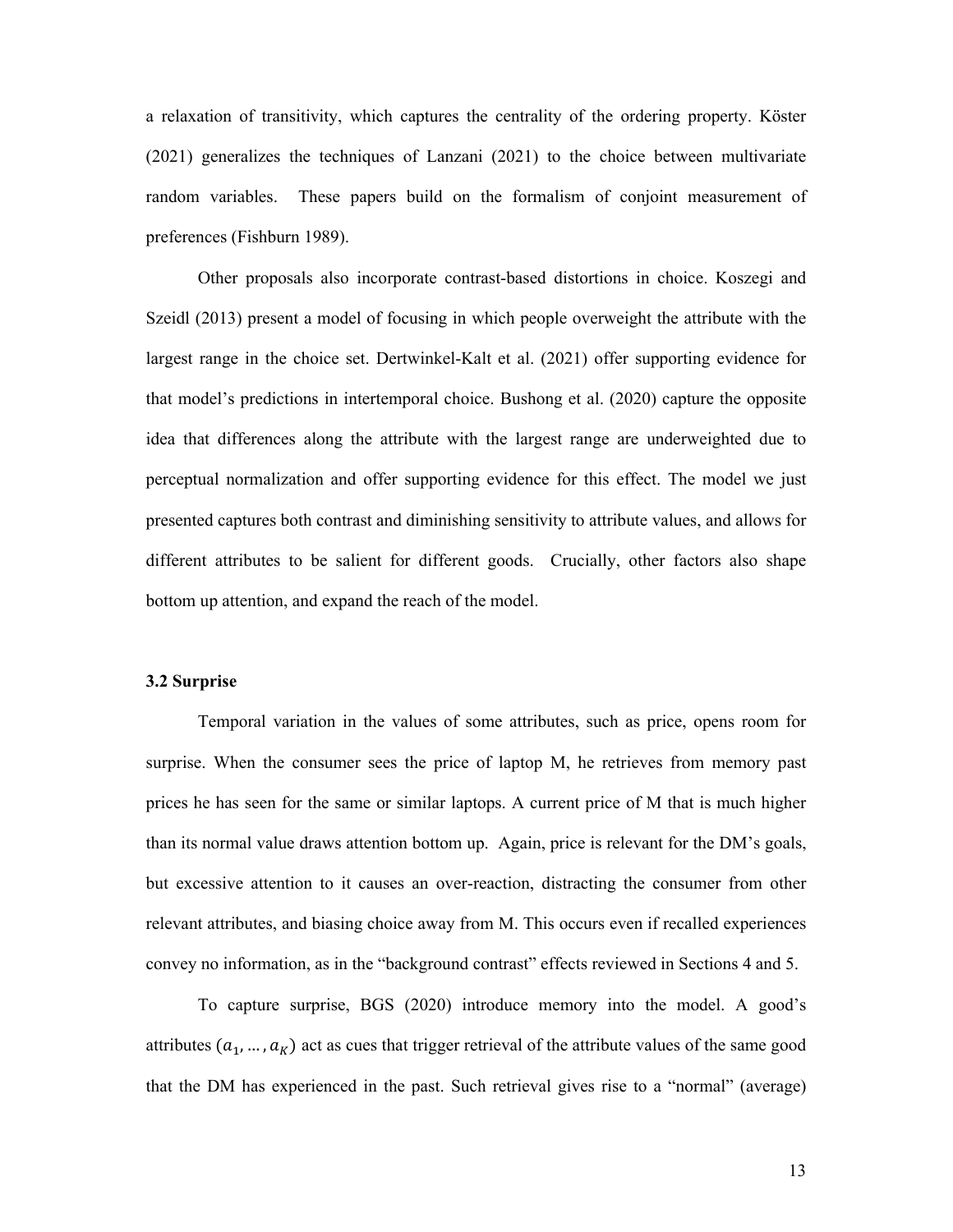a relaxation of transitivity, which captures the centrality of the ordering property. Köster (2021) generalizes the techniques of Lanzani (2021) to the choice between multivariate random variables. These papers build on the formalism of conjoint measurement of preferences (Fishburn 1989).

Other proposals also incorporate contrast-based distortions in choice. Koszegi and Szeidl (2013) present a model of focusing in which people overweight the attribute with the largest range in the choice set. Dertwinkel-Kalt et al. (2021) offer supporting evidence for that model's predictions in intertemporal choice. Bushong et al. (2020) capture the opposite idea that differences along the attribute with the largest range are underweighted due to perceptual normalization and offer supporting evidence for this effect. The model we just presented captures both contrast and diminishing sensitivity to attribute values, and allows for different attributes to be salient for different goods. Crucially, other factors also shape bottom up attention, and expand the reach of the model.

### 3.2 Surprise

Temporal variation in the values of some attributes, such as price, opens room for surprise. When the consumer sees the price of laptop M, he retrieves from memory past prices he has seen for the same or similar laptops. A current price of M that is much higher than its normal value draws attention bottom up. Again, price is relevant for the DM's goals, but excessive attention to it causes an over-reaction, distracting the consumer from other relevant attributes, and biasing choice away from M. This occurs even if recalled experiences convey no information, as in the "background contrast" effects reviewed in Sections 4 and 5.

To capture surprise, BGS (2020) introduce memory into the model. A good's attributes $(a_1, \dots, a_K)$ act as cues that trigger retrieval of the attribute values of the same good that the DM has experienced in the past. Such retrieval gives rise to a "normal" (average)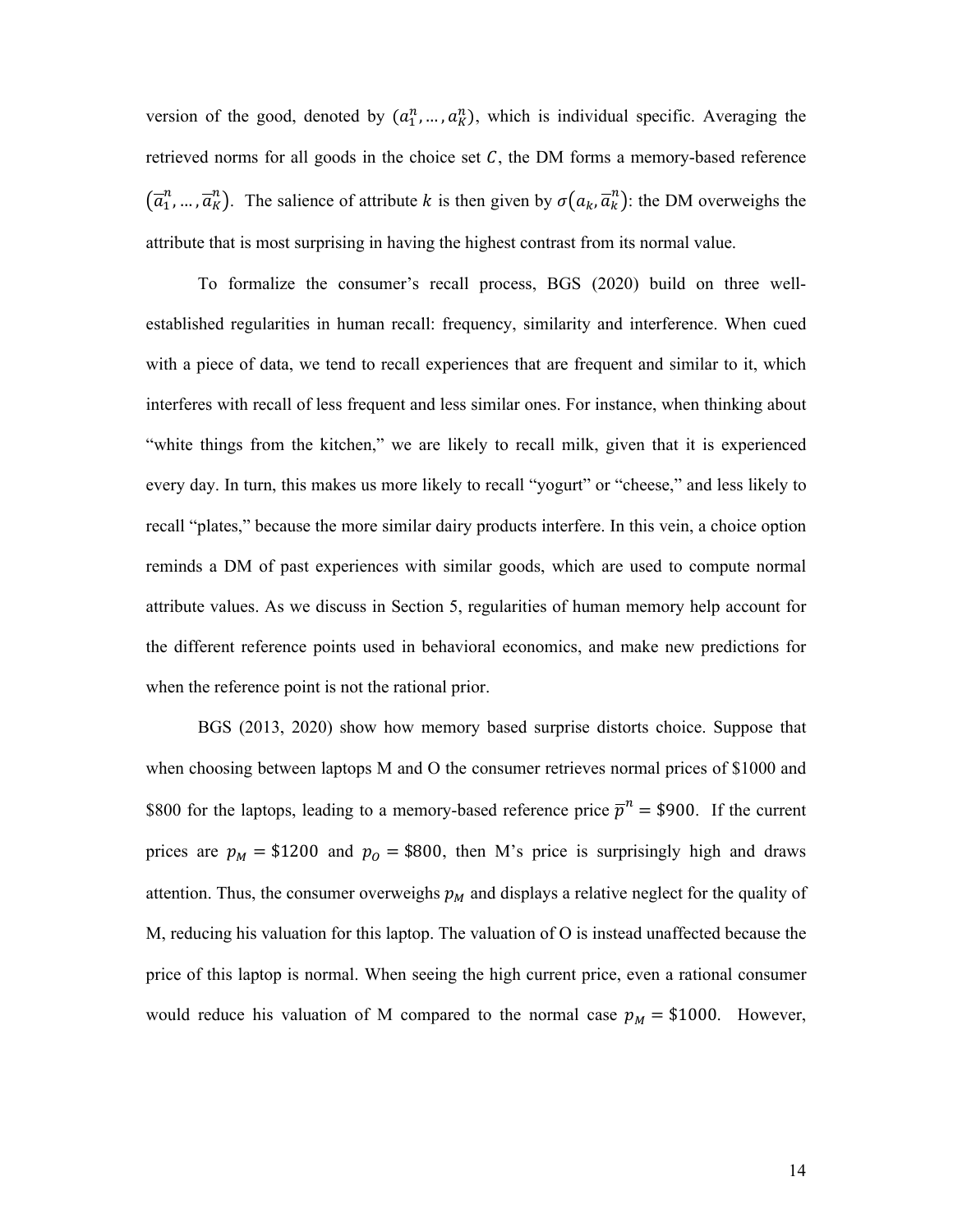version of the good, denoted by $(a_1^n, \dots, a_K^n)$, which is individual specific. Averaging the retrieved norms for all goods in the choice set $C$, the DM forms a memory-based reference $(\overline{a}_1^n, \dots, \overline{a}_K^n)$. The salience of attribute $k$ is then given by $\sigma(a_k, \overline{a}_k^n)$: the DM overweighs the attribute that is most surprising in having the highest contrast from its normal value.

To formalize the consumer's recall process, BGS (2020) build on three well-established regularities in human recall: frequency, similarity and interference. When cued with a piece of data, we tend to recall experiences that are frequent and similar to it, which interferes with recall of less frequent and less similar ones. For instance, when thinking about "white things from the kitchen," we are likely to recall milk, given that it is experienced every day. In turn, this makes us more likely to recall "yogurt" or "cheese," and less likely to recall "plates," because the more similar dairy products interfere. In this vein, a choice option reminds a DM of past experiences with similar goods, which are used to compute normal attribute values. As we discuss in Section 5, regularities of human memory help account for the different reference points used in behavioral economics, and make new predictions for when the reference point is not the rational prior.

BGS (2013, 2020) show how memory based surprise distorts choice. Suppose that when choosing between laptops M and O the consumer retrieves normal prices of \$1000 and \$800 for the laptops, leading to a memory-based reference price $\overline{p}^n = \$900$. If the current prices are $p_M = \$1200$ and $p_O = \$800$, then M's price is surprisingly high and draws attention. Thus, the consumer overweighs $p_M$ and displays a relative neglect for the quality of M, reducing his valuation for this laptop. The valuation of O is instead unaffected because the price of this laptop is normal. When seeing the high current price, even a rational consumer would reduce his valuation of M compared to the normal case $p_M = \$1000$. However,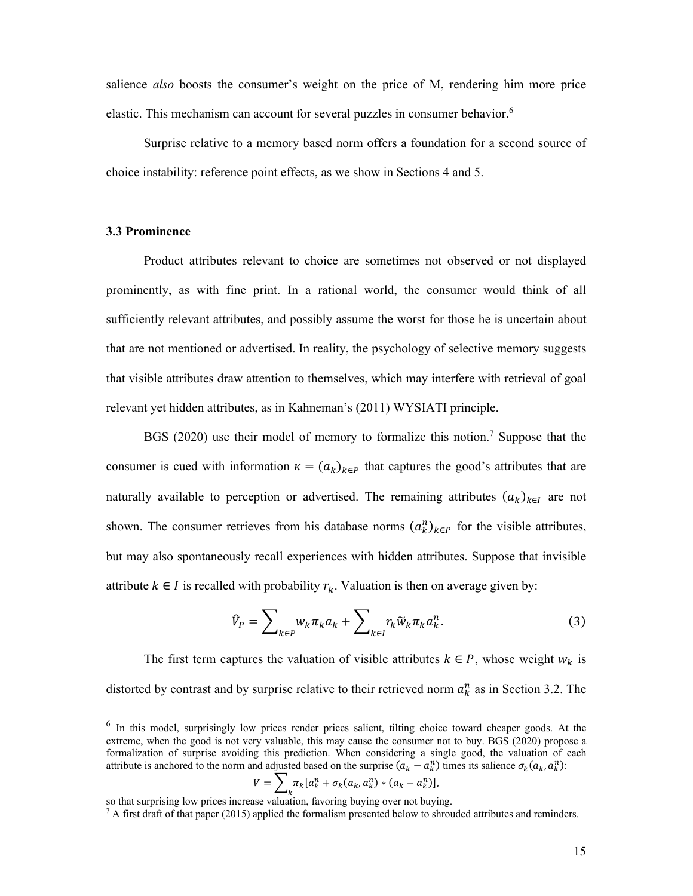salience *also* boosts the consumer's weight on the price of M, rendering him more price elastic. This mechanism can account for several puzzles in consumer behavior.[6]

Surprise relative to a memory based norm offers a foundation for a second source of choice instability: reference point effects, as we show in Sections 4 and 5.

### 3.3 Prominence

Product attributes relevant to choice are sometimes not observed or not displayed prominently, as with fine print. In a rational world, the consumer would think of all sufficiently relevant attributes, and possibly assume the worst for those he is uncertain about that are not mentioned or advertised. In reality, the psychology of selective memory suggests that visible attributes draw attention to themselves, which may interfere with retrieval of goal relevant yet hidden attributes, as in Kahneman's (2011) WYSIATI principle.

BGS (2020) use their model of memory to formalize this notion.[7] Suppose that the consumer is cued with information $\kappa = (a_k)_{k \in P}$ that captures the good's attributes that are naturally available to perception or advertised. The remaining attributes $(a_k)_{k \in I}$ are not shown. The consumer retrieves from his database norms $(a_k^n)_{k \in P}$ for the visible attributes, but may also spontaneously recall experiences with hidden attributes. Suppose that invisible attribute $k \in I$ is recalled with probability $r_k$. Valuation is then on average given by:

$$\hat{V}_P = \sum_{k \in P} w_k \pi_k a_k + \sum_{k \in I} r_k \widetilde{w}_k \pi_k a_k^n. \tag{3}$$

The first term captures the valuation of visible attributes $k \in P$, whose weight $w_k$ is distorted by contrast and by surprise relative to their retrieved norm $a_k^n$ as in Section 3.2. The

---

[6] In this model, surprisingly low prices render prices salient, tilting choice toward cheaper goods. At the extreme, when the good is not very valuable, this may cause the consumer not to buy. BGS (2020) propose a formalization of surprise avoiding this prediction. When considering a single good, the valuation of each attribute is anchored to the norm and adjusted based on the surprise $(a_k - a_k^n)$ times its salience $\sigma_k(a_k, a_k^n)$:

$$V = \sum_k \pi_k [a_k^n + \sigma_k(a_k, a_k^n) * (a_k - a_k^n)],$$

so that surprising low prices increase valuation, favoring buying over not buying.

[7] A first draft of that paper (2015) applied the formalism presented below to shrouded attributes and reminders.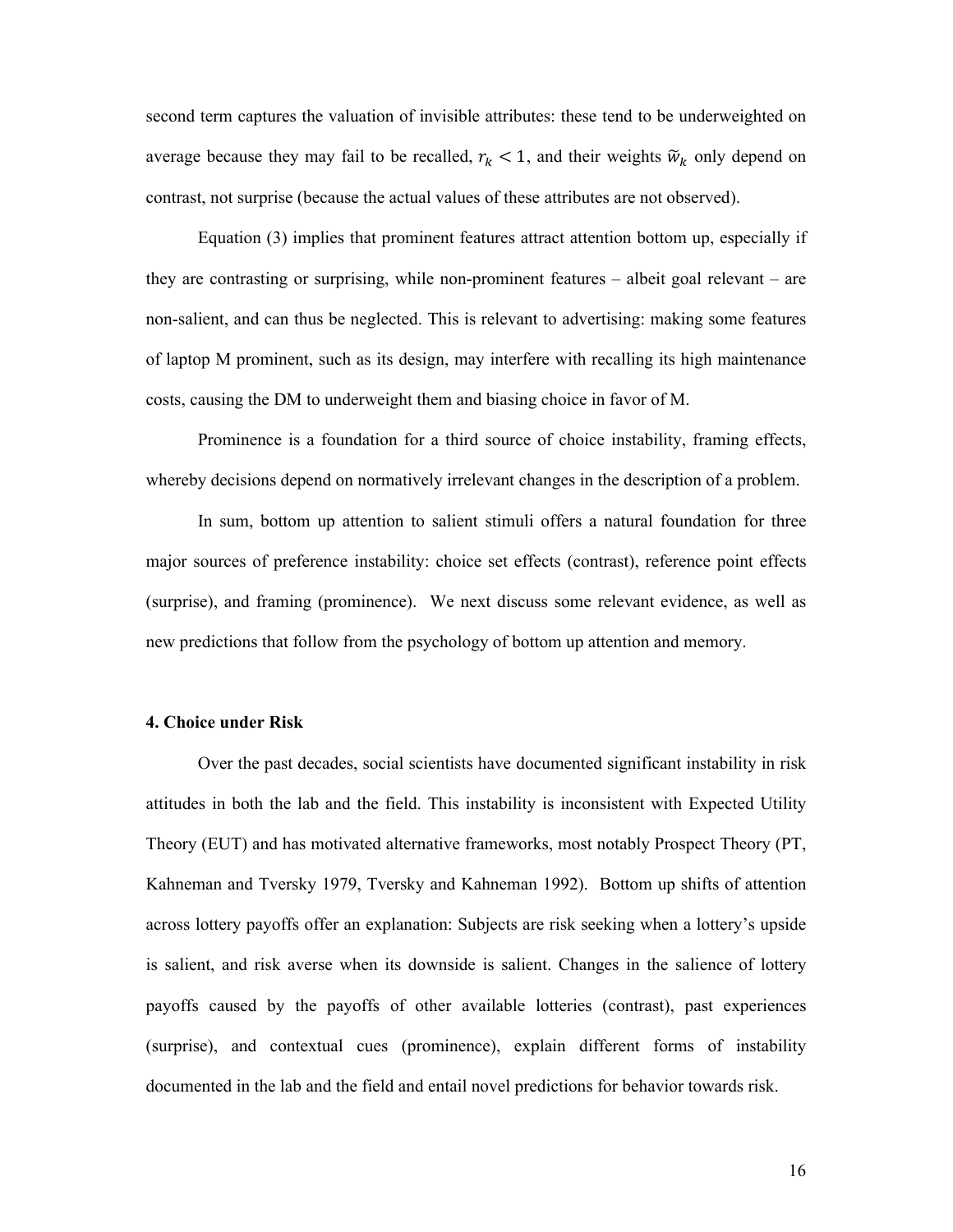second term captures the valuation of invisible attributes: these tend to be underweighted on average because they may fail to be recalled, $r_k < 1$, and their weights $\tilde{w}_k$ only depend on contrast, not surprise (because the actual values of these attributes are not observed).

Equation (3) implies that prominent features attract attention bottom up, especially if they are contrasting or surprising, while non-prominent features – albeit goal relevant – are non-salient, and can thus be neglected. This is relevant to advertising: making some features of laptop M prominent, such as its design, may interfere with recalling its high maintenance costs, causing the DM to underweight them and biasing choice in favor of M.

Prominence is a foundation for a third source of choice instability, framing effects, whereby decisions depend on normatively irrelevant changes in the description of a problem.

In sum, bottom up attention to salient stimuli offers a natural foundation for three major sources of preference instability: choice set effects (contrast), reference point effects (surprise), and framing (prominence). We next discuss some relevant evidence, as well as new predictions that follow from the psychology of bottom up attention and memory.

## 4. Choice under Risk

Over the past decades, social scientists have documented significant instability in risk attitudes in both the lab and the field. This instability is inconsistent with Expected Utility Theory (EUT) and has motivated alternative frameworks, most notably Prospect Theory (PT, Kahneman and Tversky 1979, Tversky and Kahneman 1992). Bottom up shifts of attention across lottery payoffs offer an explanation: Subjects are risk seeking when a lottery's upside is salient, and risk averse when its downside is salient. Changes in the salience of lottery payoffs caused by the payoffs of other available lotteries (contrast), past experiences (surprise), and contextual cues (prominence), explain different forms of instability documented in the lab and the field and entail novel predictions for behavior towards risk.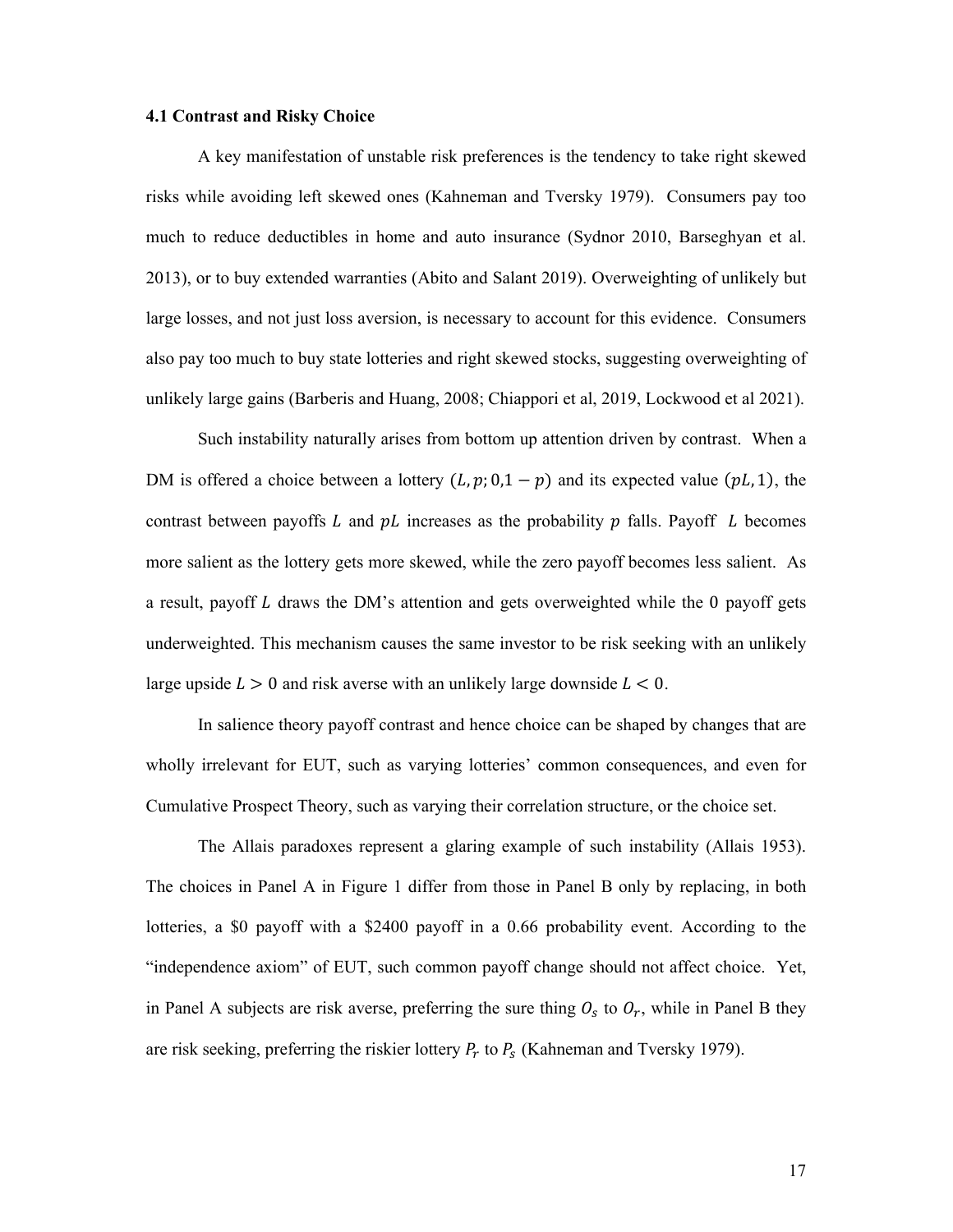### 4.1 Contrast and Risky Choice

A key manifestation of unstable risk preferences is the tendency to take right skewed risks while avoiding left skewed ones (Kahneman and Tversky 1979). Consumers pay too much to reduce deductibles in home and auto insurance (Sydnor 2010, Barseghyan et al. 2013), or to buy extended warranties (Abito and Salant 2019). Overweighting of unlikely but large losses, and not just loss aversion, is necessary to account for this evidence. Consumers also pay too much to buy state lotteries and right skewed stocks, suggesting overweighting of unlikely large gains (Barberis and Huang, 2008; Chiappori et al, 2019, Lockwood et al 2021).

Such instability naturally arises from bottom up attention driven by contrast. When a DM is offered a choice between a lottery $(L, p; 0, 1-p)$ and its expected value $(pL, 1)$, the contrast between payoffs $L$ and $pL$ increases as the probability $p$ falls. Payoff $L$ becomes more salient as the lottery gets more skewed, while the zero payoff becomes less salient. As a result, payoff $L$ draws the DM's attention and gets overweighted while the $0$ payoff gets underweighted. This mechanism causes the same investor to be risk seeking with an unlikely large upside $L > 0$ and risk averse with an unlikely large downside $L < 0$.

In salience theory payoff contrast and hence choice can be shaped by changes that are wholly irrelevant for EUT, such as varying lotteries' common consequences, and even for Cumulative Prospect Theory, such as varying their correlation structure, or the choice set.

The Allais paradoxes represent a glaring example of such instability (Allais 1953). The choices in Panel A in Figure 1 differ from those in Panel B only by replacing, in both lotteries, a \$0 payoff with a \$2400 payoff in a 0.66 probability event. According to the "independence axiom" of EUT, such common payoff change should not affect choice. Yet, in Panel A subjects are risk averse, preferring the sure thing $O_s$ to $O_r$, while in Panel B they are risk seeking, preferring the riskier lottery $P_r$ to $P_s$ (Kahneman and Tversky 1979).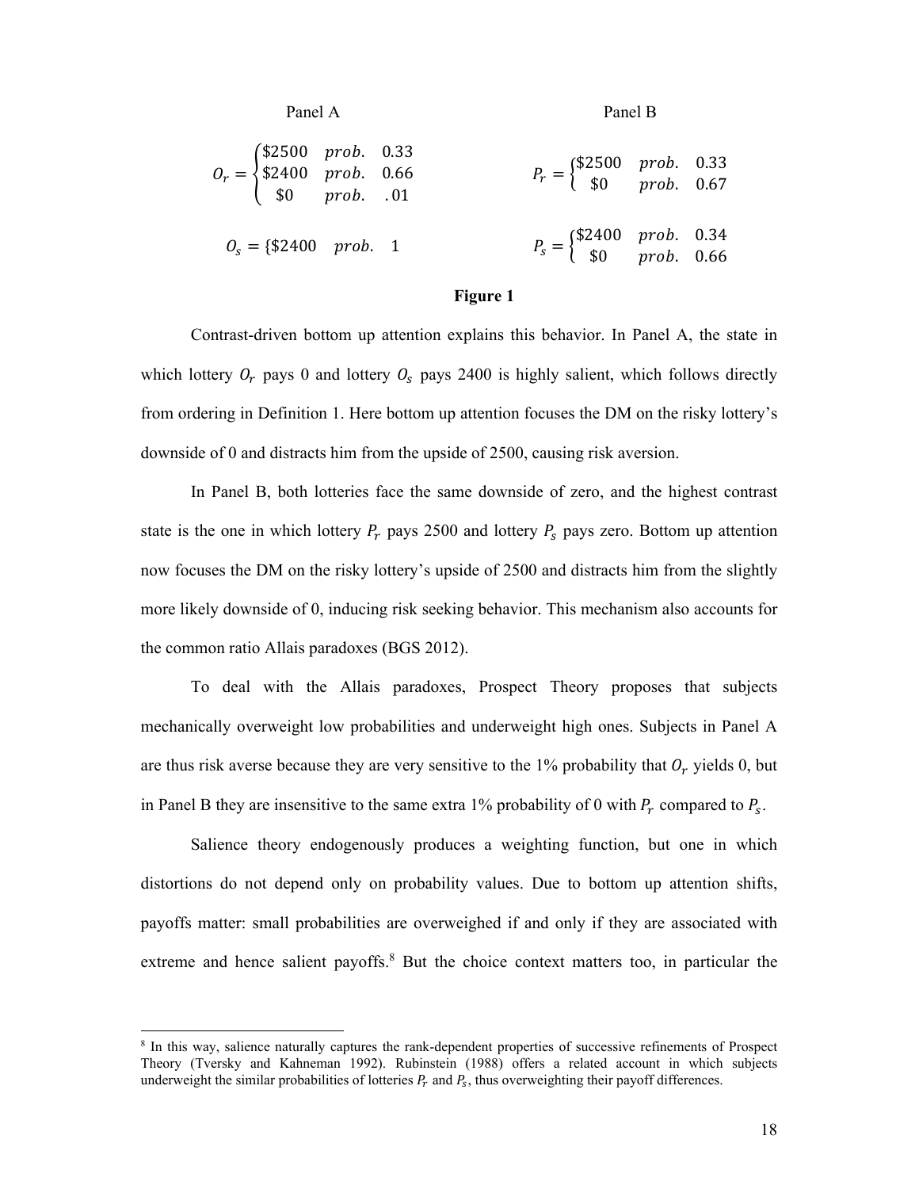Panel A

$$O_r = \begin{cases} \$2500 & prob. \quad 0.33 \\ \$2400 & prob. \quad 0.66 \\ \$0 & prob. \quad .01 \end{cases}$$

$$O_s = \{\$2400 \quad prob. \quad 1$$

Panel B

$$P_r = \begin{cases} \$2500 & prob. \quad 0.33 \\ \$0 & prob. \quad 0.67 \end{cases}$$

$$P_s = \begin{cases} \$2400 & prob. \quad 0.34 \\ \$0 & prob. \quad 0.66 \end{cases}$$

**Figure 1**

Contrast-driven bottom up attention explains this behavior. In Panel A, the state in which lottery $O_r$ pays 0 and lottery $O_s$ pays 2400 is highly salient, which follows directly from ordering in Definition 1. Here bottom up attention focuses the DM on the risky lottery's downside of 0 and distracts him from the upside of 2500, causing risk aversion.

In Panel B, both lotteries face the same downside of zero, and the highest contrast state is the one in which lottery $P_r$ pays 2500 and lottery $P_s$ pays zero. Bottom up attention now focuses the DM on the risky lottery's upside of 2500 and distracts him from the slightly more likely downside of 0, inducing risk seeking behavior. This mechanism also accounts for the common ratio Allais paradoxes (BGS 2012).

To deal with the Allais paradoxes, Prospect Theory proposes that subjects mechanically overweight low probabilities and underweight high ones. Subjects in Panel A are thus risk averse because they are very sensitive to the 1% probability that $O_r$ yields 0, but in Panel B they are insensitive to the same extra 1% probability of 0 with $P_r$ compared to $P_s$.

Salience theory endogenously produces a weighting function, but one in which distortions do not depend only on probability values. Due to bottom up attention shifts, payoffs matter: small probabilities are overweighed if and only if they are associated with extreme and hence salient payoffs.[8] But the choice context matters too, in particular the

[8] In this way, salience naturally captures the rank-dependent properties of successive refinements of Prospect Theory (Tversky and Kahneman 1992). Rubinstein (1988) offers a related account in which subjects underweight the similar probabilities of lotteries $P_r$ and $P_s$, thus overweighting their payoff differences.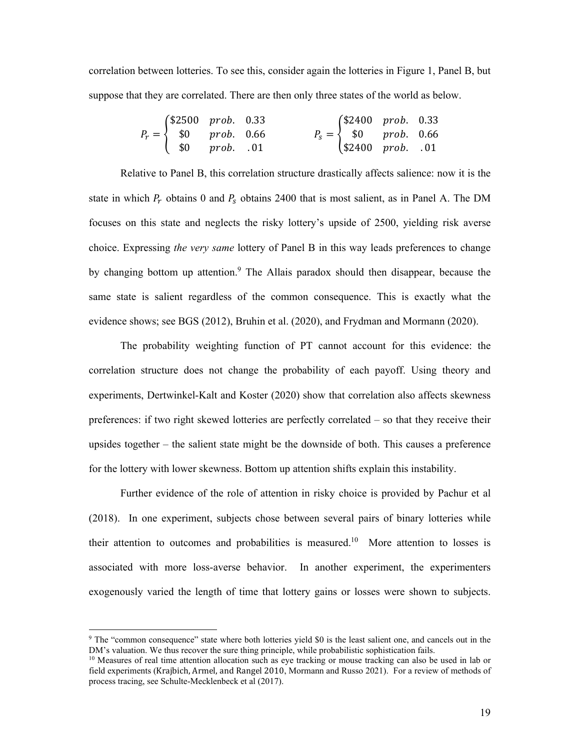correlation between lotteries. To see this, consider again the lotteries in Figure 1, Panel B, but suppose that they are correlated. There are then only three states of the world as below.

$$P_r = \begin{cases} \$2500 & prob. \quad 0.33 \\ \$0 & prob. \quad 0.66 \\ \$0 & prob. \quad .01 \end{cases} \qquad P_s = \begin{cases} \$2400 & prob. \quad 0.33 \\ \$0 & prob. \quad 0.66 \\ \$2400 & prob. \quad .01 \end{cases}$$

Relative to Panel B, this correlation structure drastically affects salience: now it is the state in which $P_r$ obtains 0 and $P_s$ obtains 2400 that is most salient, as in Panel A. The DM focuses on this state and neglects the risky lottery's upside of 2500, yielding risk averse choice. Expressing *the very same* lottery of Panel B in this way leads preferences to change by changing bottom up attention.[9] The Allais paradox should then disappear, because the same state is salient regardless of the common consequence. This is exactly what the evidence shows; see BGS (2012), Bruhin et al. (2020), and Frydman and Mormann (2020).

The probability weighting function of PT cannot account for this evidence: the correlation structure does not change the probability of each payoff. Using theory and experiments, Dertwinkel-Kalt and Koster (2020) show that correlation also affects skewness preferences: if two right skewed lotteries are perfectly correlated – so that they receive their upsides together – the salient state might be the downside of both. This causes a preference for the lottery with lower skewness. Bottom up attention shifts explain this instability.

Further evidence of the role of attention in risky choice is provided by Pachur et al (2018). In one experiment, subjects chose between several pairs of binary lotteries while their attention to outcomes and probabilities is measured.[10] More attention to losses is associated with more loss-averse behavior. In another experiment, the experimenters exogenously varied the length of time that lottery gains or losses were shown to subjects.

[9] The "common consequence" state where both lotteries yield \$0 is the least salient one, and cancels out in the DM's valuation. We thus recover the sure thing principle, while probabilistic sophistication fails.

[10] Measures of real time attention allocation such as eye tracking or mouse tracking can also be used in lab or field experiments (Krajbich, Armel, and Rangel 2010, Mormann and Russo 2021). For a review of methods of process tracing, see Schulte-Mecklenbeck et al (2017).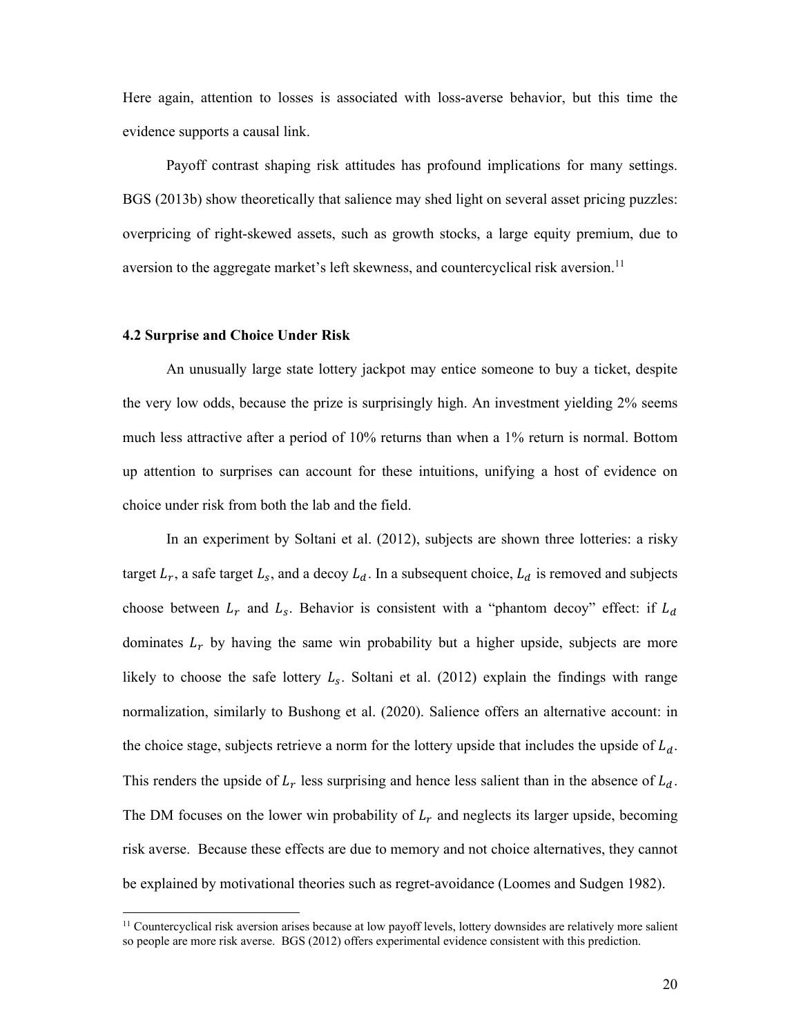Here again, attention to losses is associated with loss-averse behavior, but this time the evidence supports a causal link.

Payoff contrast shaping risk attitudes has profound implications for many settings. BGS (2013b) show theoretically that salience may shed light on several asset pricing puzzles: overpricing of right-skewed assets, such as growth stocks, a large equity premium, due to aversion to the aggregate market's left skewness, and countercyclical risk aversion.[11]

### 4.2 Surprise and Choice Under Risk

An unusually large state lottery jackpot may entice someone to buy a ticket, despite the very low odds, because the prize is surprisingly high. An investment yielding 2% seems much less attractive after a period of 10% returns than when a 1% return is normal. Bottom up attention to surprises can account for these intuitions, unifying a host of evidence on choice under risk from both the lab and the field.

In an experiment by Soltani et al. (2012), subjects are shown three lotteries: a risky target $L_r$, a safe target $L_s$, and a decoy $L_d$. In a subsequent choice, $L_d$ is removed and subjects choose between $L_r$ and $L_s$. Behavior is consistent with a "phantom decoy" effect: if $L_d$ dominates $L_r$ by having the same win probability but a higher upside, subjects are more likely to choose the safe lottery $L_s$. Soltani et al. (2012) explain the findings with range normalization, similarly to Bushong et al. (2020). Salience offers an alternative account: in the choice stage, subjects retrieve a norm for the lottery upside that includes the upside of $L_d$. This renders the upside of $L_r$ less surprising and hence less salient than in the absence of $L_d$. The DM focuses on the lower win probability of $L_r$ and neglects its larger upside, becoming risk averse. Because these effects are due to memory and not choice alternatives, they cannot be explained by motivational theories such as regret-avoidance (Loomes and Sudgen 1982).

[11] Countercyclical risk aversion arises because at low payoff levels, lottery downsides are relatively more salient so people are more risk averse. BGS (2012) offers experimental evidence consistent with this prediction.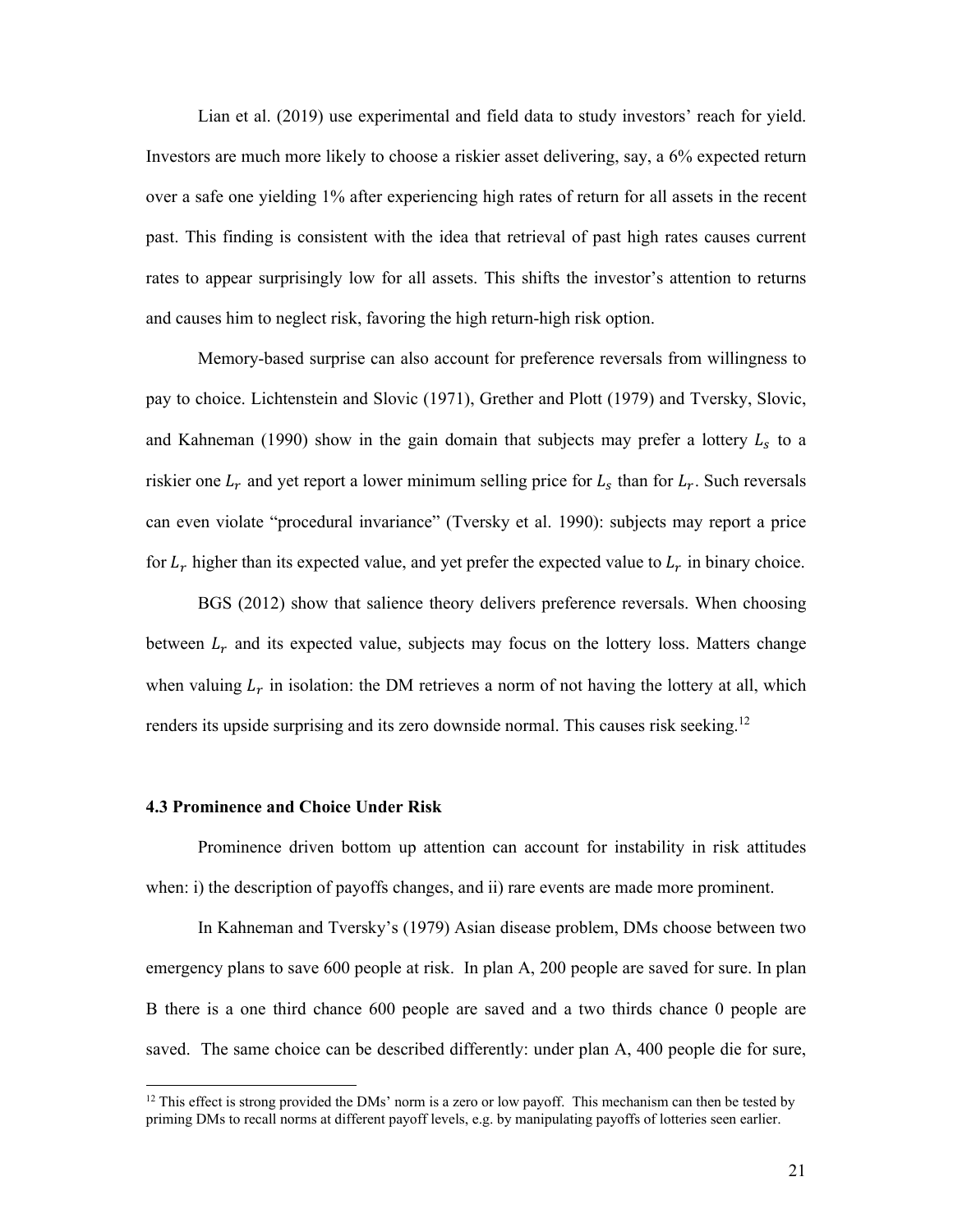Lian et al. (2019) use experimental and field data to study investors' reach for yield. Investors are much more likely to choose a riskier asset delivering, say, a 6% expected return over a safe one yielding 1% after experiencing high rates of return for all assets in the recent past. This finding is consistent with the idea that retrieval of past high rates causes current rates to appear surprisingly low for all assets. This shifts the investor's attention to returns and causes him to neglect risk, favoring the high return-high risk option.

Memory-based surprise can also account for preference reversals from willingness to pay to choice. Lichtenstein and Slovic (1971), Grether and Plott (1979) and Tversky, Slovic, and Kahneman (1990) show in the gain domain that subjects may prefer a lottery $L_s$ to a riskier one $L_r$ and yet report a lower minimum selling price for $L_s$ than for $L_r$. Such reversals can even violate "procedural invariance" (Tversky et al. 1990): subjects may report a price for $L_r$ higher than its expected value, and yet prefer the expected value to $L_r$ in binary choice.

BGS (2012) show that salience theory delivers preference reversals. When choosing between $L_r$ and its expected value, subjects may focus on the lottery loss. Matters change when valuing $L_r$ in isolation: the DM retrieves a norm of not having the lottery at all, which renders its upside surprising and its zero downside normal. This causes risk seeking.[12]

### 4.3 Prominence and Choice Under Risk

Prominence driven bottom up attention can account for instability in risk attitudes when: i) the description of payoffs changes, and ii) rare events are made more prominent.

In Kahneman and Tversky's (1979) Asian disease problem, DMs choose between two emergency plans to save 600 people at risk. In plan A, 200 people are saved for sure. In plan B there is a one third chance 600 people are saved and a two thirds chance 0 people are saved. The same choice can be described differently: under plan A, 400 people die for sure,

[12] This effect is strong provided the DMs' norm is a zero or low payoff. This mechanism can then be tested by priming DMs to recall norms at different payoff levels, e.g. by manipulating payoffs of lotteries seen earlier.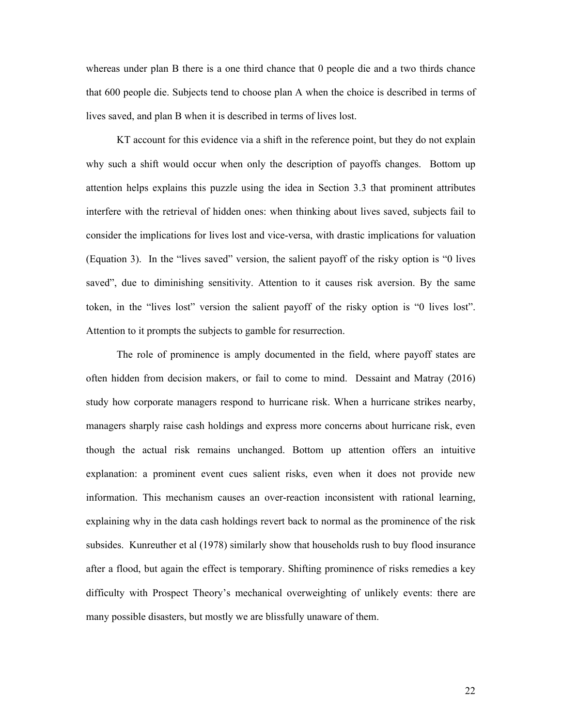whereas under plan B there is a one third chance that 0 people die and a two thirds chance that 600 people die. Subjects tend to choose plan A when the choice is described in terms of lives saved, and plan B when it is described in terms of lives lost.

KT account for this evidence via a shift in the reference point, but they do not explain why such a shift would occur when only the description of payoffs changes. Bottom up attention helps explains this puzzle using the idea in Section 3.3 that prominent attributes interfere with the retrieval of hidden ones: when thinking about lives saved, subjects fail to consider the implications for lives lost and vice-versa, with drastic implications for valuation (Equation 3). In the "lives saved" version, the salient payoff of the risky option is "0 lives saved", due to diminishing sensitivity. Attention to it causes risk aversion. By the same token, in the "lives lost" version the salient payoff of the risky option is "0 lives lost". Attention to it prompts the subjects to gamble for resurrection.

The role of prominence is amply documented in the field, where payoff states are often hidden from decision makers, or fail to come to mind. Dessaint and Matray (2016) study how corporate managers respond to hurricane risk. When a hurricane strikes nearby, managers sharply raise cash holdings and express more concerns about hurricane risk, even though the actual risk remains unchanged. Bottom up attention offers an intuitive explanation: a prominent event cues salient risks, even when it does not provide new information. This mechanism causes an over-reaction inconsistent with rational learning, explaining why in the data cash holdings revert back to normal as the prominence of the risk subsides. Kunreuther et al (1978) similarly show that households rush to buy flood insurance after a flood, but again the effect is temporary. Shifting prominence of risks remedies a key difficulty with Prospect Theory's mechanical overweighting of unlikely events: there are many possible disasters, but mostly we are blissfully unaware of them.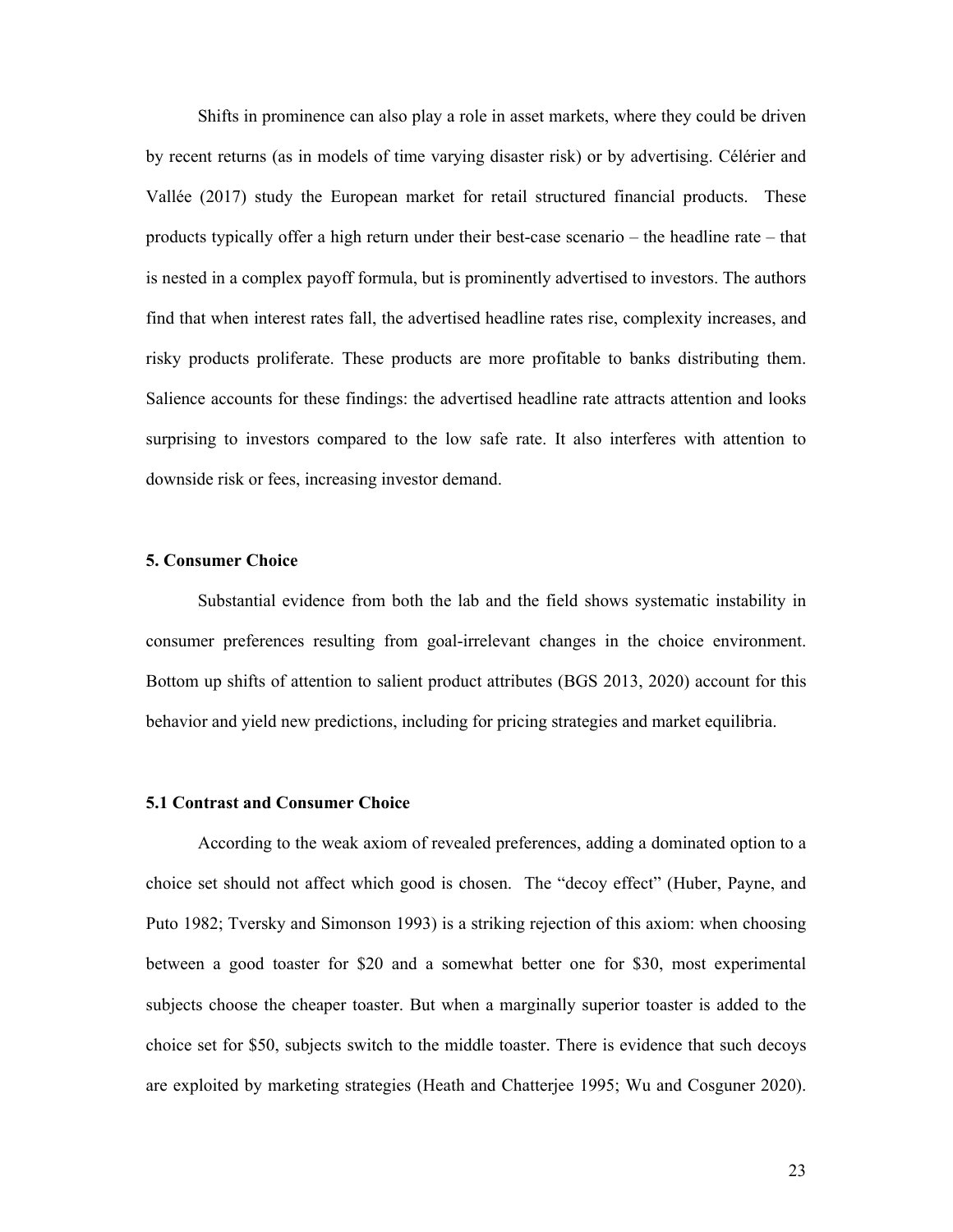Shifts in prominence can also play a role in asset markets, where they could be driven by recent returns (as in models of time varying disaster risk) or by advertising. Célérier and Vallée (2017) study the European market for retail structured financial products. These products typically offer a high return under their best-case scenario – the headline rate – that is nested in a complex payoff formula, but is prominently advertised to investors. The authors find that when interest rates fall, the advertised headline rates rise, complexity increases, and risky products proliferate. These products are more profitable to banks distributing them. Salience accounts for these findings: the advertised headline rate attracts attention and looks surprising to investors compared to the low safe rate. It also interferes with attention to downside risk or fees, increasing investor demand.

## 5. Consumer Choice

Substantial evidence from both the lab and the field shows systematic instability in consumer preferences resulting from goal-irrelevant changes in the choice environment. Bottom up shifts of attention to salient product attributes (BGS 2013, 2020) account for this behavior and yield new predictions, including for pricing strategies and market equilibria.

### 5.1 Contrast and Consumer Choice

According to the weak axiom of revealed preferences, adding a dominated option to a choice set should not affect which good is chosen. The "decoy effect" (Huber, Payne, and Puto 1982; Tversky and Simonson 1993) is a striking rejection of this axiom: when choosing between a good toaster for $20 and a somewhat better one for $30, most experimental subjects choose the cheaper toaster. But when a marginally superior toaster is added to the choice set for $50, subjects switch to the middle toaster. There is evidence that such decoys are exploited by marketing strategies (Heath and Chatterjee 1995; Wu and Cosguner 2020).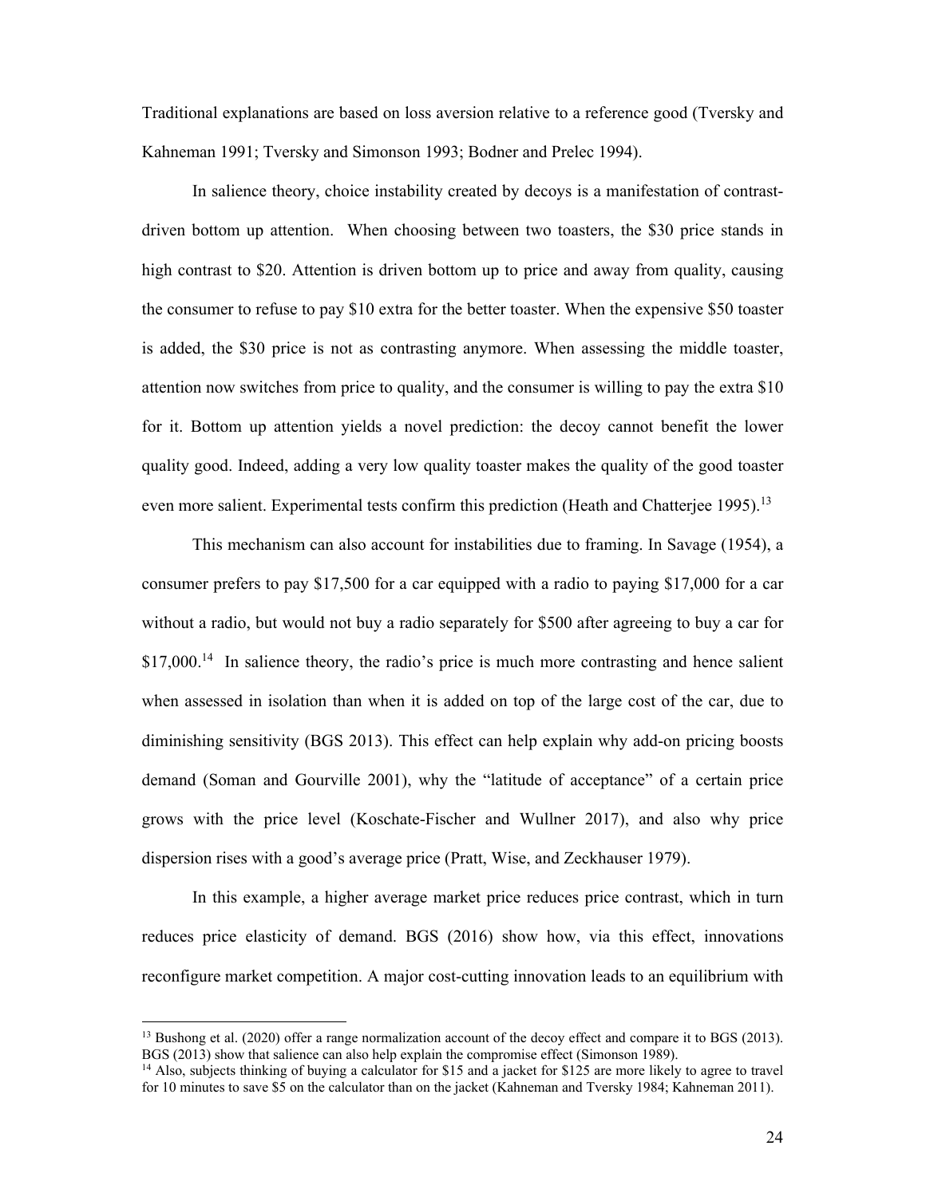Traditional explanations are based on loss aversion relative to a reference good (Tversky and Kahneman 1991; Tversky and Simonson 1993; Bodner and Prelec 1994).

In salience theory, choice instability created by decoys is a manifestation of contrast-driven bottom up attention. When choosing between two toasters, the $30 price stands in high contrast to $20. Attention is driven bottom up to price and away from quality, causing the consumer to refuse to pay $10 extra for the better toaster. When the expensive $50 toaster is added, the $30 price is not as contrasting anymore. When assessing the middle toaster, attention now switches from price to quality, and the consumer is willing to pay the extra $10 for it. Bottom up attention yields a novel prediction: the decoy cannot benefit the lower quality good. Indeed, adding a very low quality toaster makes the quality of the good toaster even more salient. Experimental tests confirm this prediction (Heath and Chatterjee 1995).[13]

This mechanism can also account for instabilities due to framing. In Savage (1954), a consumer prefers to pay $17,500 for a car equipped with a radio to paying $17,000 for a car without a radio, but would not buy a radio separately for $500 after agreeing to buy a car for $17,000.[14] In salience theory, the radio's price is much more contrasting and hence salient when assessed in isolation than when it is added on top of the large cost of the car, due to diminishing sensitivity (BGS 2013). This effect can help explain why add-on pricing boosts demand (Soman and Gourville 2001), why the "latitude of acceptance" of a certain price grows with the price level (Koschate-Fischer and Wullner 2017), and also why price dispersion rises with a good's average price (Pratt, Wise, and Zeckhauser 1979).

In this example, a higher average market price reduces price contrast, which in turn reduces price elasticity of demand. BGS (2016) show how, via this effect, innovations reconfigure market competition. A major cost-cutting innovation leads to an equilibrium with

---

[13] Bushong et al. (2020) offer a range normalization account of the decoy effect and compare it to BGS (2013). BGS (2013) show that salience can also help explain the compromise effect (Simonson 1989).

[14] Also, subjects thinking of buying a calculator for $15 and a jacket for $125 are more likely to agree to travel for 10 minutes to save $5 on the calculator than on the jacket (Kahneman and Tversky 1984; Kahneman 2011).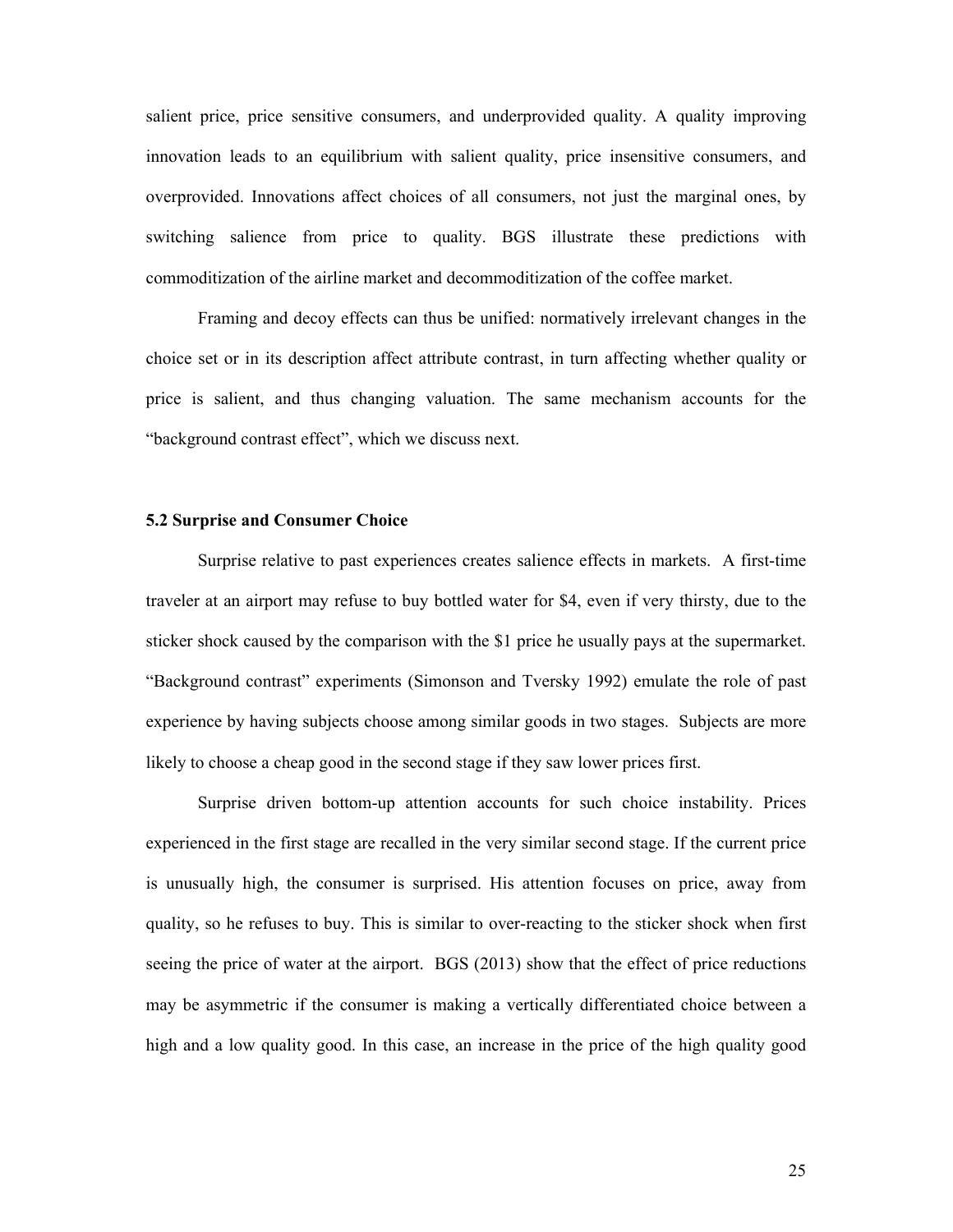salient price, price sensitive consumers, and underprovided quality. A quality improving innovation leads to an equilibrium with salient quality, price insensitive consumers, and overprovided. Innovations affect choices of all consumers, not just the marginal ones, by switching salience from price to quality. BGS illustrate these predictions with commoditization of the airline market and decommoditization of the coffee market.

Framing and decoy effects can thus be unified: normatively irrelevant changes in the choice set or in its description affect attribute contrast, in turn affecting whether quality or price is salient, and thus changing valuation. The same mechanism accounts for the "background contrast effect", which we discuss next.

### 5.2 Surprise and Consumer Choice

Surprise relative to past experiences creates salience effects in markets. A first-time traveler at an airport may refuse to buy bottled water for $4, even if very thirsty, due to the sticker shock caused by the comparison with the $1 price he usually pays at the supermarket. "Background contrast" experiments (Simonson and Tversky 1992) emulate the role of past experience by having subjects choose among similar goods in two stages. Subjects are more likely to choose a cheap good in the second stage if they saw lower prices first.

Surprise driven bottom-up attention accounts for such choice instability. Prices experienced in the first stage are recalled in the very similar second stage. If the current price is unusually high, the consumer is surprised. His attention focuses on price, away from quality, so he refuses to buy. This is similar to over-reacting to the sticker shock when first seeing the price of water at the airport. BGS (2013) show that the effect of price reductions may be asymmetric if the consumer is making a vertically differentiated choice between a high and a low quality good. In this case, an increase in the price of the high quality good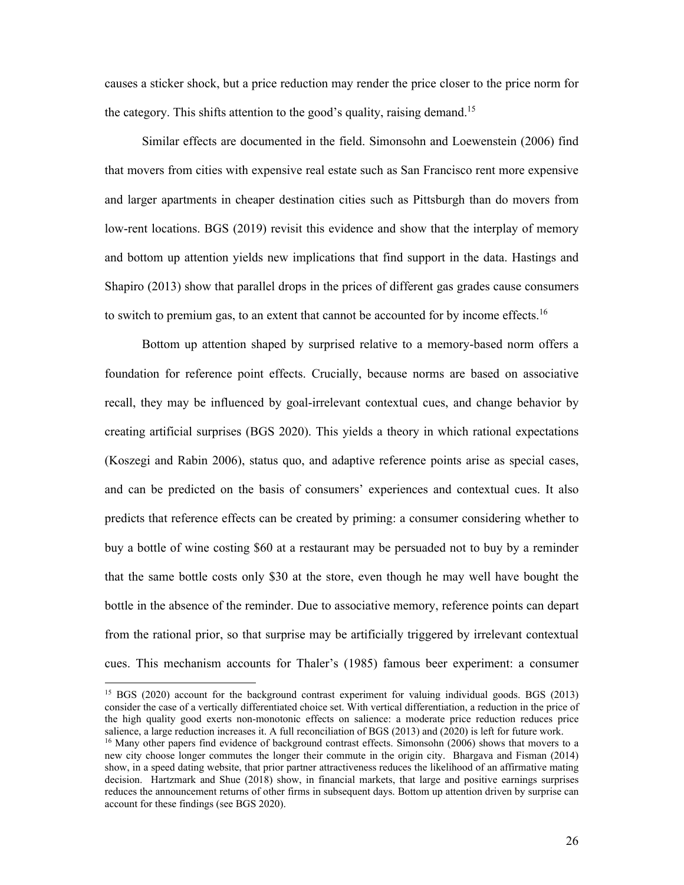causes a sticker shock, but a price reduction may render the price closer to the price norm for the category. This shifts attention to the good's quality, raising demand.[15]

Similar effects are documented in the field. Simonsohn and Loewenstein (2006) find that movers from cities with expensive real estate such as San Francisco rent more expensive and larger apartments in cheaper destination cities such as Pittsburgh than do movers from low-rent locations. BGS (2019) revisit this evidence and show that the interplay of memory and bottom up attention yields new implications that find support in the data. Hastings and Shapiro (2013) show that parallel drops in the prices of different gas grades cause consumers to switch to premium gas, to an extent that cannot be accounted for by income effects.[16]

Bottom up attention shaped by surprised relative to a memory-based norm offers a foundation for reference point effects. Crucially, because norms are based on associative recall, they may be influenced by goal-irrelevant contextual cues, and change behavior by creating artificial surprises (BGS 2020). This yields a theory in which rational expectations (Koszegi and Rabin 2006), status quo, and adaptive reference points arise as special cases, and can be predicted on the basis of consumers' experiences and contextual cues. It also predicts that reference effects can be created by priming: a consumer considering whether to buy a bottle of wine costing \$60 at a restaurant may be persuaded not to buy by a reminder that the same bottle costs only \$30 at the store, even though he may well have bought the bottle in the absence of the reminder. Due to associative memory, reference points can depart from the rational prior, so that surprise may be artificially triggered by irrelevant contextual cues. This mechanism accounts for Thaler's (1985) famous beer experiment: a consumer

---

[15] BGS (2020) account for the background contrast experiment for valuing individual goods. BGS (2013) consider the case of a vertically differentiated choice set. With vertical differentiation, a reduction in the price of the high quality good exerts non-monotonic effects on salience: a moderate price reduction reduces price salience, a large reduction increases it. A full reconciliation of BGS (2013) and (2020) is left for future work.

[16] Many other papers find evidence of background contrast effects. Simonsohn (2006) shows that movers to a new city choose longer commutes the longer their commute in the origin city. Bhargava and Fisman (2014) show, in a speed dating website, that prior partner attractiveness reduces the likelihood of an affirmative mating decision. Hartzmark and Shue (2018) show, in financial markets, that large and positive earnings surprises reduces the announcement returns of other firms in subsequent days. Bottom up attention driven by surprise can account for these findings (see BGS 2020).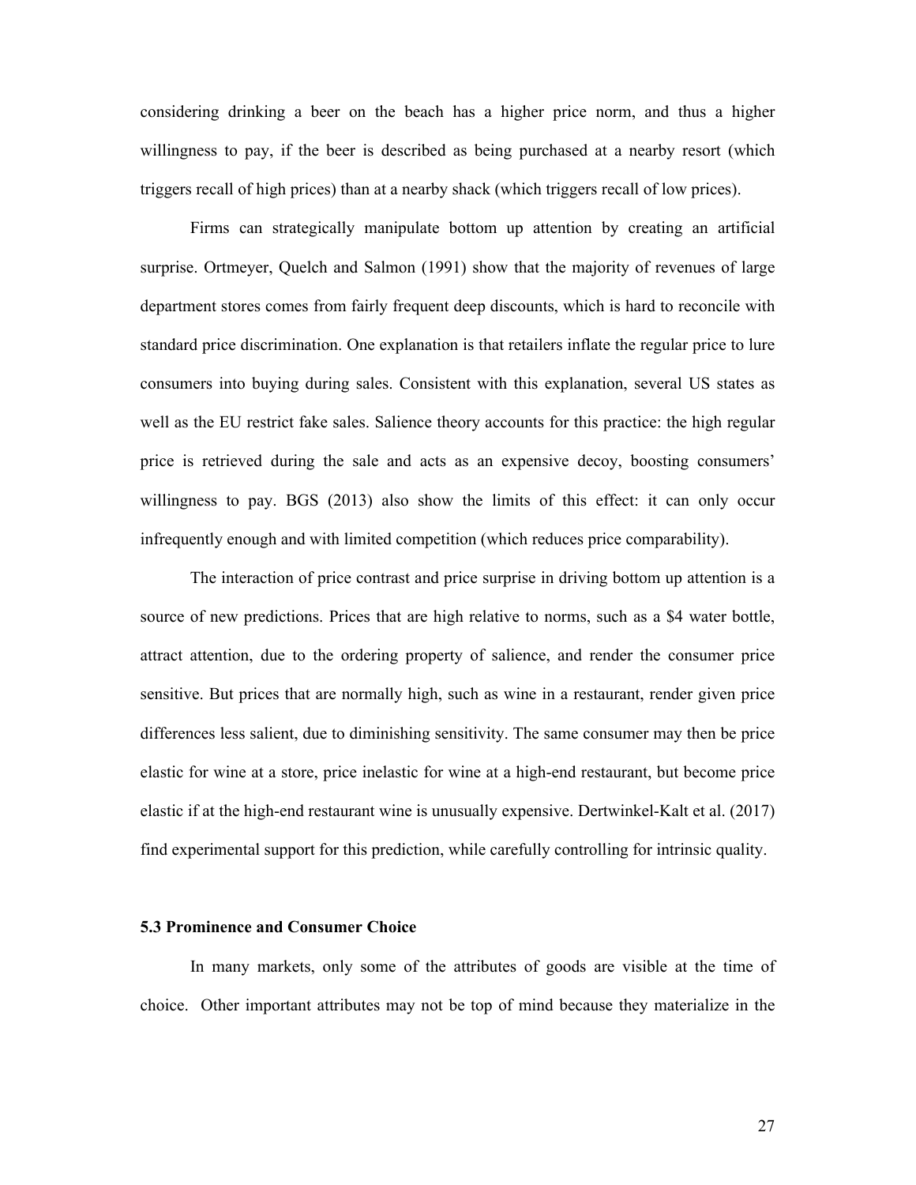considering drinking a beer on the beach has a higher price norm, and thus a higher willingness to pay, if the beer is described as being purchased at a nearby resort (which triggers recall of high prices) than at a nearby shack (which triggers recall of low prices).

Firms can strategically manipulate bottom up attention by creating an artificial surprise. Ortmeyer, Quelch and Salmon (1991) show that the majority of revenues of large department stores comes from fairly frequent deep discounts, which is hard to reconcile with standard price discrimination. One explanation is that retailers inflate the regular price to lure consumers into buying during sales. Consistent with this explanation, several US states as well as the EU restrict fake sales. Salience theory accounts for this practice: the high regular price is retrieved during the sale and acts as an expensive decoy, boosting consumers' willingness to pay. BGS (2013) also show the limits of this effect: it can only occur infrequently enough and with limited competition (which reduces price comparability).

The interaction of price contrast and price surprise in driving bottom up attention is a source of new predictions. Prices that are high relative to norms, such as a $4 water bottle, attract attention, due to the ordering property of salience, and render the consumer price sensitive. But prices that are normally high, such as wine in a restaurant, render given price differences less salient, due to diminishing sensitivity. The same consumer may then be price elastic for wine at a store, price inelastic for wine at a high-end restaurant, but become price elastic if at the high-end restaurant wine is unusually expensive. Dertwinkel-Kalt et al. (2017) find experimental support for this prediction, while carefully controlling for intrinsic quality.

### 5.3 Prominence and Consumer Choice

In many markets, only some of the attributes of goods are visible at the time of choice. Other important attributes may not be top of mind because they materialize in the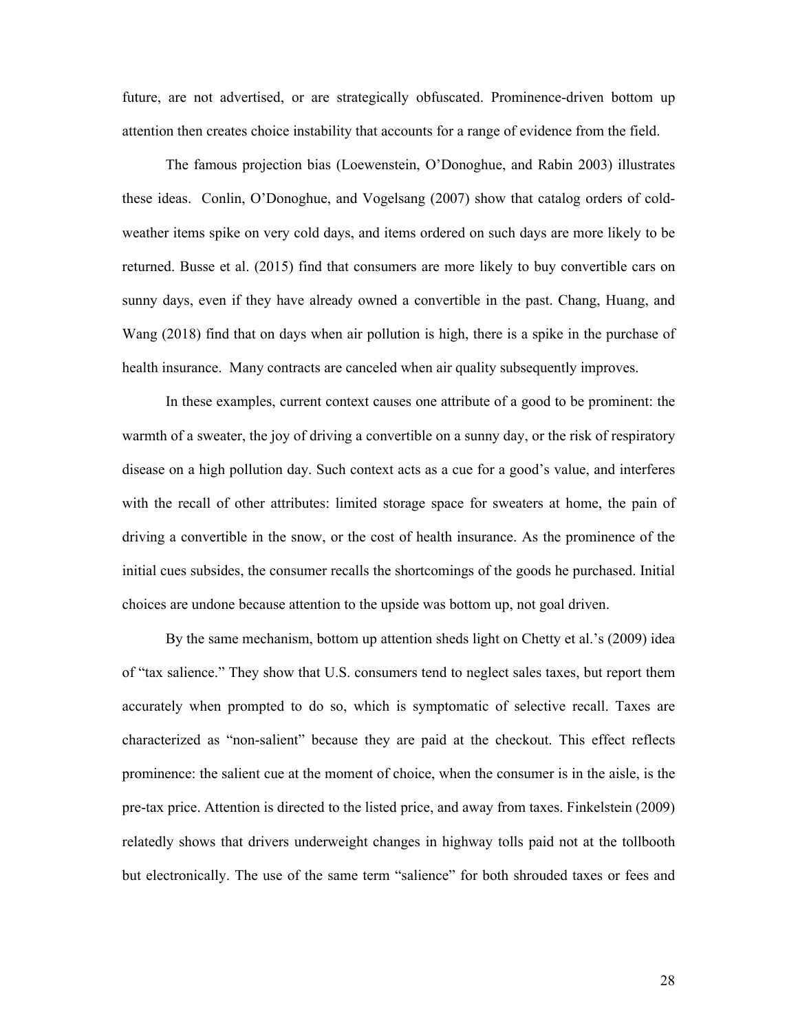future, are not advertised, or are strategically obfuscated. Prominence-driven bottom up attention then creates choice instability that accounts for a range of evidence from the field.

The famous projection bias (Loewenstein, O'Donoghue, and Rabin 2003) illustrates these ideas. Conlin, O'Donoghue, and Vogelsang (2007) show that catalog orders of cold-weather items spike on very cold days, and items ordered on such days are more likely to be returned. Busse et al. (2015) find that consumers are more likely to buy convertible cars on sunny days, even if they have already owned a convertible in the past. Chang, Huang, and Wang (2018) find that on days when air pollution is high, there is a spike in the purchase of health insurance. Many contracts are canceled when air quality subsequently improves.

In these examples, current context causes one attribute of a good to be prominent: the warmth of a sweater, the joy of driving a convertible on a sunny day, or the risk of respiratory disease on a high pollution day. Such context acts as a cue for a good's value, and interferes with the recall of other attributes: limited storage space for sweaters at home, the pain of driving a convertible in the snow, or the cost of health insurance. As the prominence of the initial cues subsides, the consumer recalls the shortcomings of the goods he purchased. Initial choices are undone because attention to the upside was bottom up, not goal driven.

By the same mechanism, bottom up attention sheds light on Chetty et al.'s (2009) idea of "tax salience." They show that U.S. consumers tend to neglect sales taxes, but report them accurately when prompted to do so, which is symptomatic of selective recall. Taxes are characterized as "non-salient" because they are paid at the checkout. This effect reflects prominence: the salient cue at the moment of choice, when the consumer is in the aisle, is the pre-tax price. Attention is directed to the listed price, and away from taxes. Finkelstein (2009) relatedly shows that drivers underweight changes in highway tolls paid not at the tollbooth but electronically. The use of the same term "salience" for both shrouded taxes or fees and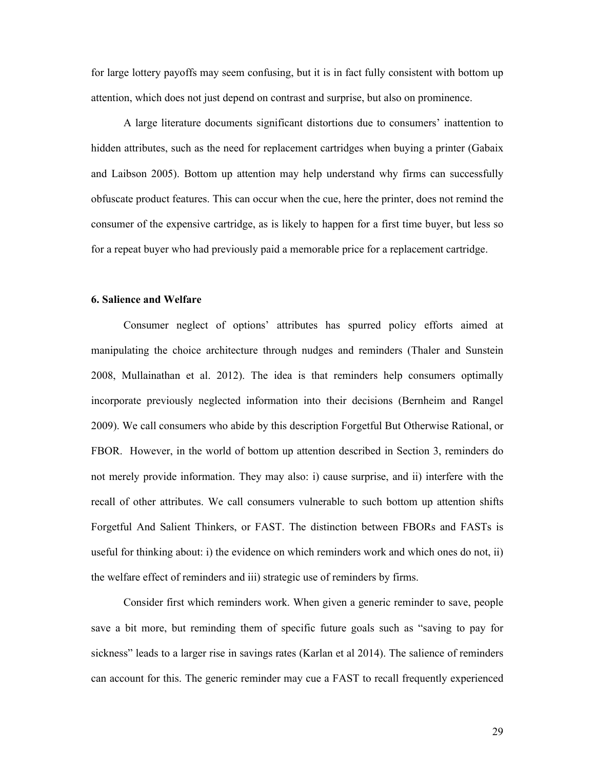for large lottery payoffs may seem confusing, but it is in fact fully consistent with bottom up attention, which does not just depend on contrast and surprise, but also on prominence.

A large literature documents significant distortions due to consumers' inattention to hidden attributes, such as the need for replacement cartridges when buying a printer (Gabaix and Laibson 2005). Bottom up attention may help understand why firms can successfully obfuscate product features. This can occur when the cue, here the printer, does not remind the consumer of the expensive cartridge, as is likely to happen for a first time buyer, but less so for a repeat buyer who had previously paid a memorable price for a replacement cartridge.

## 6. Salience and Welfare

Consumer neglect of options' attributes has spurred policy efforts aimed at manipulating the choice architecture through nudges and reminders (Thaler and Sunstein 2008, Mullainathan et al. 2012). The idea is that reminders help consumers optimally incorporate previously neglected information into their decisions (Bernheim and Rangel 2009). We call consumers who abide by this description Forgetful But Otherwise Rational, or FBOR. However, in the world of bottom up attention described in Section 3, reminders do not merely provide information. They may also: i) cause surprise, and ii) interfere with the recall of other attributes. We call consumers vulnerable to such bottom up attention shifts Forgetful And Salient Thinkers, or FAST. The distinction between FBORs and FASTs is useful for thinking about: i) the evidence on which reminders work and which ones do not, ii) the welfare effect of reminders and iii) strategic use of reminders by firms.

Consider first which reminders work. When given a generic reminder to save, people save a bit more, but reminding them of specific future goals such as "saving to pay for sickness" leads to a larger rise in savings rates (Karlan et al 2014). The salience of reminders can account for this. The generic reminder may cue a FAST to recall frequently experienced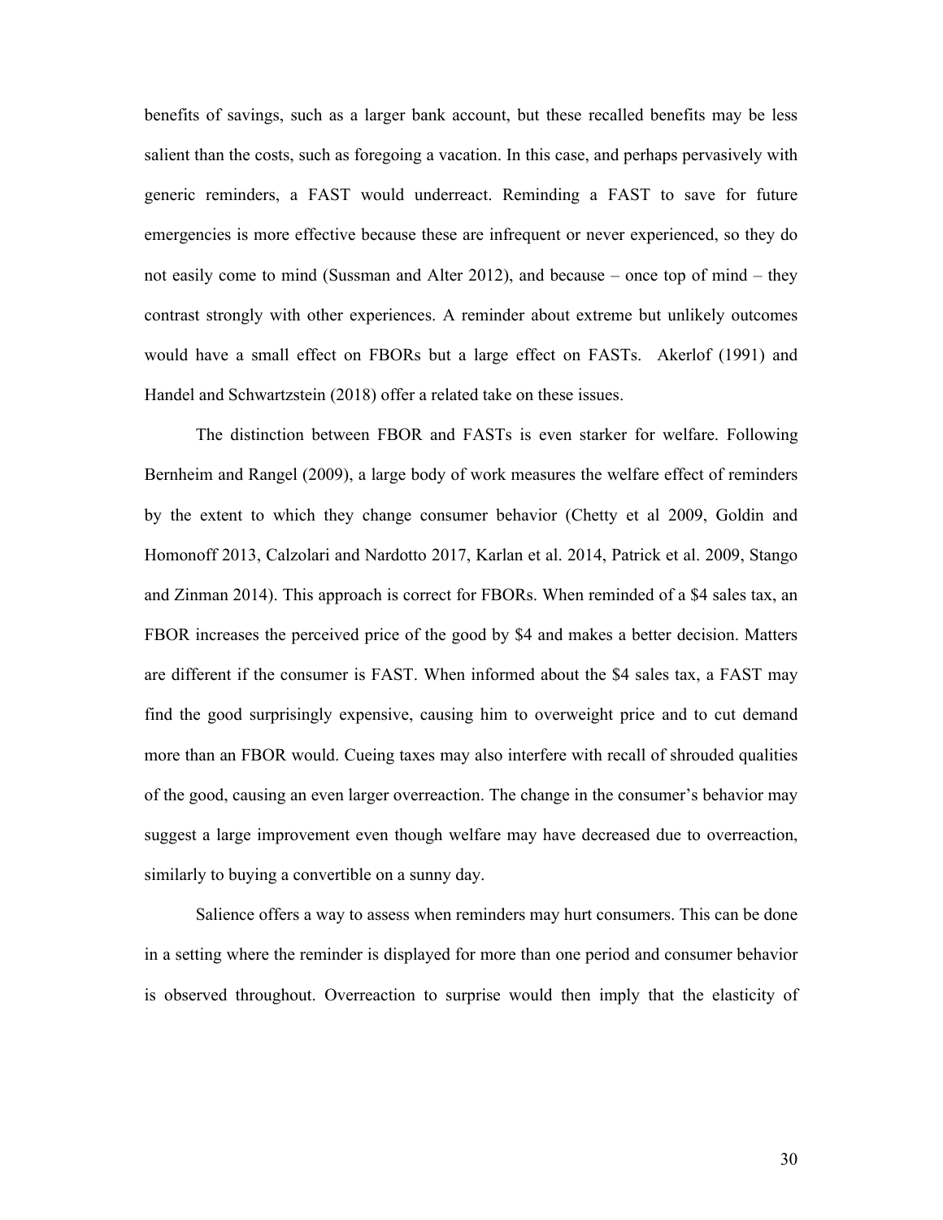benefits of savings, such as a larger bank account, but these recalled benefits may be less salient than the costs, such as foregoing a vacation. In this case, and perhaps pervasively with generic reminders, a FAST would underreact. Reminding a FAST to save for future emergencies is more effective because these are infrequent or never experienced, so they do not easily come to mind (Sussman and Alter 2012), and because – once top of mind – they contrast strongly with other experiences. A reminder about extreme but unlikely outcomes would have a small effect on FBORs but a large effect on FASTs. Akerlof (1991) and Handel and Schwartzstein (2018) offer a related take on these issues.

The distinction between FBOR and FASTs is even starker for welfare. Following Bernheim and Rangel (2009), a large body of work measures the welfare effect of reminders by the extent to which they change consumer behavior (Chetty et al 2009, Goldin and Homonoff 2013, Calzolari and Nardotto 2017, Karlan et al. 2014, Patrick et al. 2009, Stango and Zinman 2014). This approach is correct for FBORs. When reminded of a \$4 sales tax, an FBOR increases the perceived price of the good by \$4 and makes a better decision. Matters are different if the consumer is FAST. When informed about the \$4 sales tax, a FAST may find the good surprisingly expensive, causing him to overweight price and to cut demand more than an FBOR would. Cueing taxes may also interfere with recall of shrouded qualities of the good, causing an even larger overreaction. The change in the consumer's behavior may suggest a large improvement even though welfare may have decreased due to overreaction, similarly to buying a convertible on a sunny day.

Salience offers a way to assess when reminders may hurt consumers. This can be done in a setting where the reminder is displayed for more than one period and consumer behavior is observed throughout. Overreaction to surprise would then imply that the elasticity of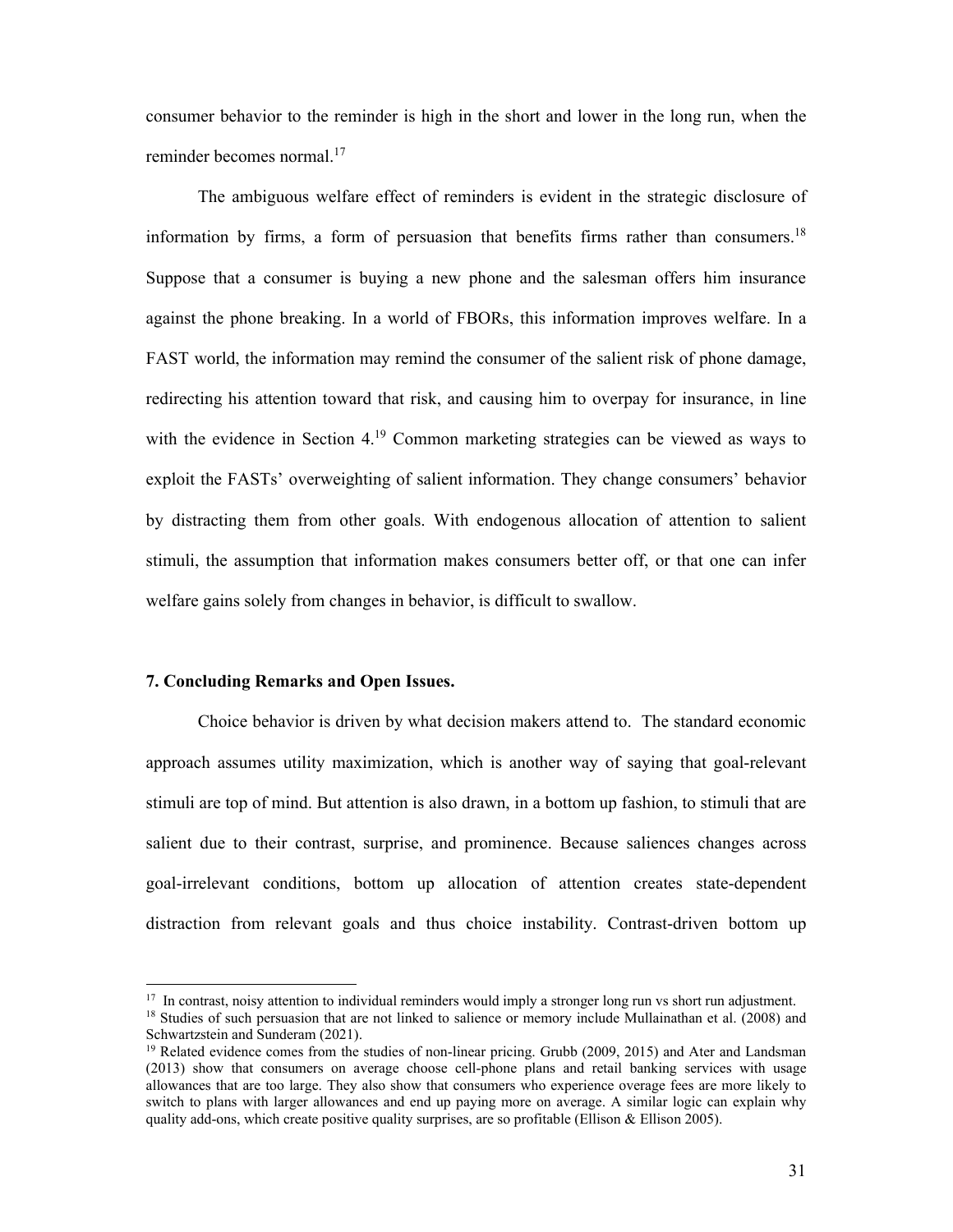consumer behavior to the reminder is high in the short and lower in the long run, when the reminder becomes normal.[17]

The ambiguous welfare effect of reminders is evident in the strategic disclosure of information by firms, a form of persuasion that benefits firms rather than consumers.[18] Suppose that a consumer is buying a new phone and the salesman offers him insurance against the phone breaking. In a world of FBORs, this information improves welfare. In a FAST world, the information may remind the consumer of the salient risk of phone damage, redirecting his attention toward that risk, and causing him to overpay for insurance, in line with the evidence in Section 4.[19] Common marketing strategies can be viewed as ways to exploit the FASTs' overweighting of salient information. They change consumers' behavior by distracting them from other goals. With endogenous allocation of attention to salient stimuli, the assumption that information makes consumers better off, or that one can infer welfare gains solely from changes in behavior, is difficult to swallow.

## 7. Concluding Remarks and Open Issues.

Choice behavior is driven by what decision makers attend to. The standard economic approach assumes utility maximization, which is another way of saying that goal-relevant stimuli are top of mind. But attention is also drawn, in a bottom up fashion, to stimuli that are salient due to their contrast, surprise, and prominence. Because saliences changes across goal-irrelevant conditions, bottom up allocation of attention creates state-dependent distraction from relevant goals and thus choice instability. Contrast-driven bottom up

---

[17] In contrast, noisy attention to individual reminders would imply a stronger long run vs short run adjustment.

[18] Studies of such persuasion that are not linked to salience or memory include Mullainathan et al. (2008) and Schwartzstein and Sunderam (2021).

[19] Related evidence comes from the studies of non-linear pricing. Grubb (2009, 2015) and Ater and Landsman (2013) show that consumers on average choose cell-phone plans and retail banking services with usage allowances that are too large. They also show that consumers who experience overage fees are more likely to switch to plans with larger allowances and end up paying more on average. A similar logic can explain why quality add-ons, which create positive quality surprises, are so profitable (Ellison & Ellison 2005).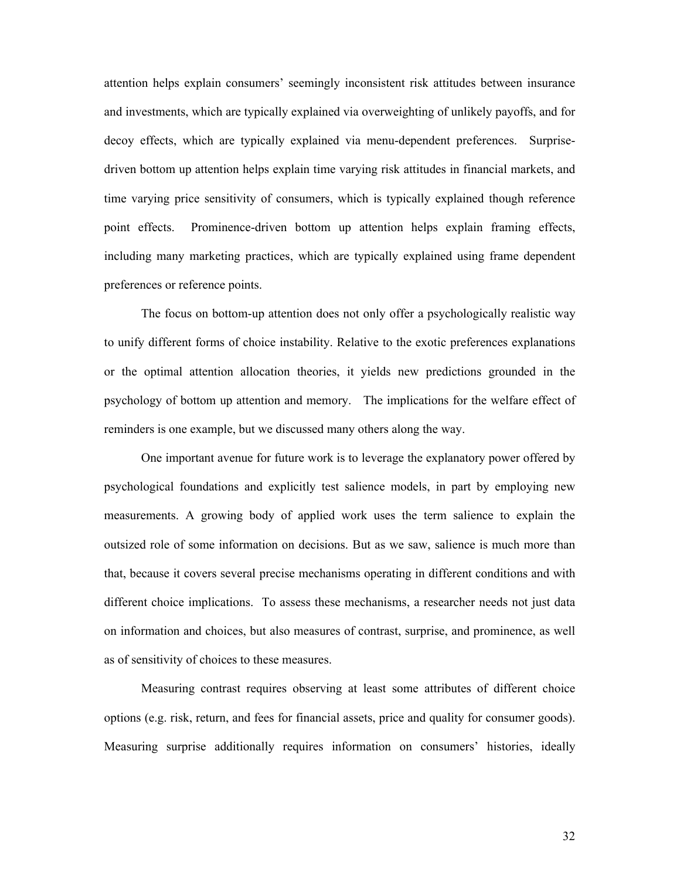attention helps explain consumers' seemingly inconsistent risk attitudes between insurance and investments, which are typically explained via overweighting of unlikely payoffs, and for decoy effects, which are typically explained via menu-dependent preferences. Surprise-driven bottom up attention helps explain time varying risk attitudes in financial markets, and time varying price sensitivity of consumers, which is typically explained though reference point effects. Prominence-driven bottom up attention helps explain framing effects, including many marketing practices, which are typically explained using frame dependent preferences or reference points.

The focus on bottom-up attention does not only offer a psychologically realistic way to unify different forms of choice instability. Relative to the exotic preferences explanations or the optimal attention allocation theories, it yields new predictions grounded in the psychology of bottom up attention and memory. The implications for the welfare effect of reminders is one example, but we discussed many others along the way.

One important avenue for future work is to leverage the explanatory power offered by psychological foundations and explicitly test salience models, in part by employing new measurements. A growing body of applied work uses the term salience to explain the outsized role of some information on decisions. But as we saw, salience is much more than that, because it covers several precise mechanisms operating in different conditions and with different choice implications. To assess these mechanisms, a researcher needs not just data on information and choices, but also measures of contrast, surprise, and prominence, as well as of sensitivity of choices to these measures.

Measuring contrast requires observing at least some attributes of different choice options (e.g. risk, return, and fees for financial assets, price and quality for consumer goods). Measuring surprise additionally requires information on consumers' histories, ideally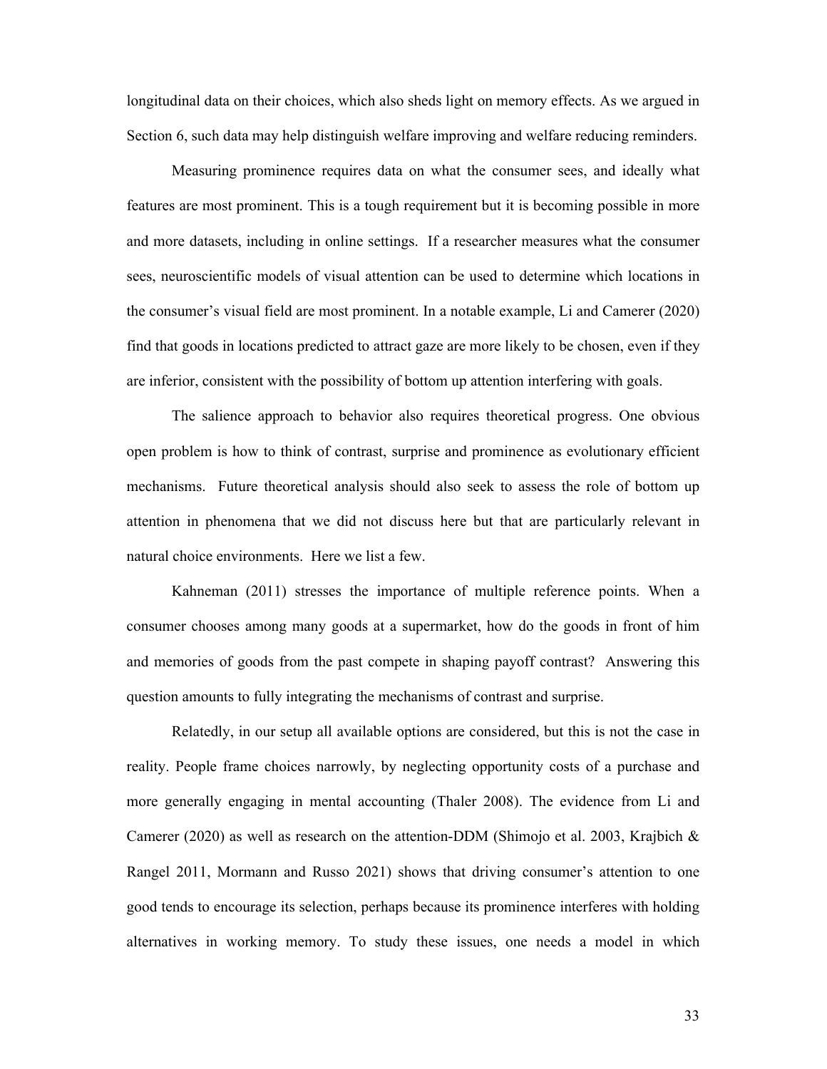longitudinal data on their choices, which also sheds light on memory effects. As we argued in Section 6, such data may help distinguish welfare improving and welfare reducing reminders.

Measuring prominence requires data on what the consumer sees, and ideally what features are most prominent. This is a tough requirement but it is becoming possible in more and more datasets, including in online settings. If a researcher measures what the consumer sees, neuroscientific models of visual attention can be used to determine which locations in the consumer's visual field are most prominent. In a notable example, Li and Camerer (2020) find that goods in locations predicted to attract gaze are more likely to be chosen, even if they are inferior, consistent with the possibility of bottom up attention interfering with goals.

The salience approach to behavior also requires theoretical progress. One obvious open problem is how to think of contrast, surprise and prominence as evolutionary efficient mechanisms. Future theoretical analysis should also seek to assess the role of bottom up attention in phenomena that we did not discuss here but that are particularly relevant in natural choice environments. Here we list a few.

Kahneman (2011) stresses the importance of multiple reference points. When a consumer chooses among many goods at a supermarket, how do the goods in front of him and memories of goods from the past compete in shaping payoff contrast? Answering this question amounts to fully integrating the mechanisms of contrast and surprise.

Relatedly, in our setup all available options are considered, but this is not the case in reality. People frame choices narrowly, by neglecting opportunity costs of a purchase and more generally engaging in mental accounting (Thaler 2008). The evidence from Li and Camerer (2020) as well as research on the attention-DDM (Shimojo et al. 2003, Krajbich & Rangel 2011, Mormann and Russo 2021) shows that driving consumer's attention to one good tends to encourage its selection, perhaps because its prominence interferes with holding alternatives in working memory. To study these issues, one needs a model in which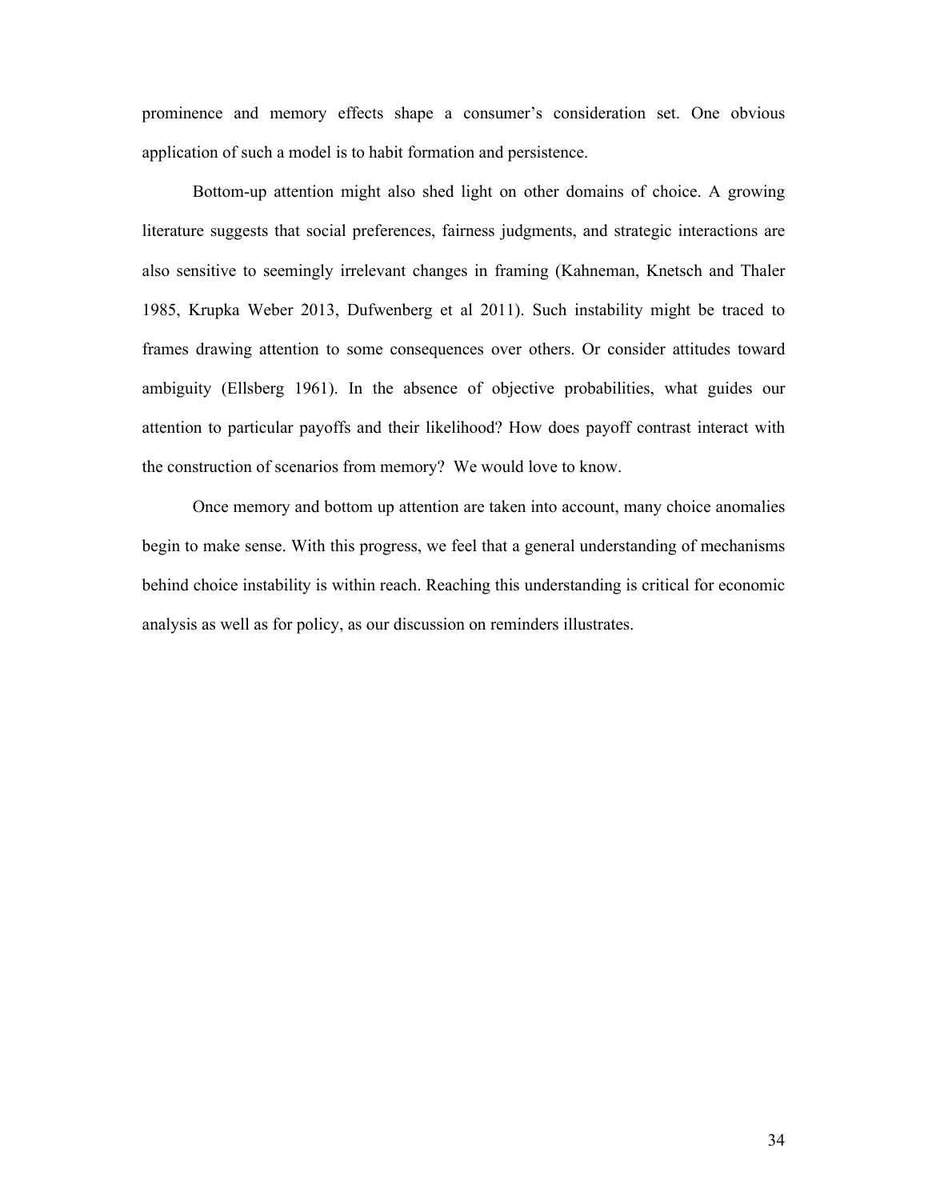prominence and memory effects shape a consumer's consideration set. One obvious application of such a model is to habit formation and persistence.

Bottom-up attention might also shed light on other domains of choice. A growing literature suggests that social preferences, fairness judgments, and strategic interactions are also sensitive to seemingly irrelevant changes in framing (Kahneman, Knetsch and Thaler 1985, Krupka Weber 2013, Dufwenberg et al 2011). Such instability might be traced to frames drawing attention to some consequences over others. Or consider attitudes toward ambiguity (Ellsberg 1961). In the absence of objective probabilities, what guides our attention to particular payoffs and their likelihood? How does payoff contrast interact with the construction of scenarios from memory? We would love to know.

Once memory and bottom up attention are taken into account, many choice anomalies begin to make sense. With this progress, we feel that a general understanding of mechanisms behind choice instability is within reach. Reaching this understanding is critical for economic analysis as well as for policy, as our discussion on reminders illustrates.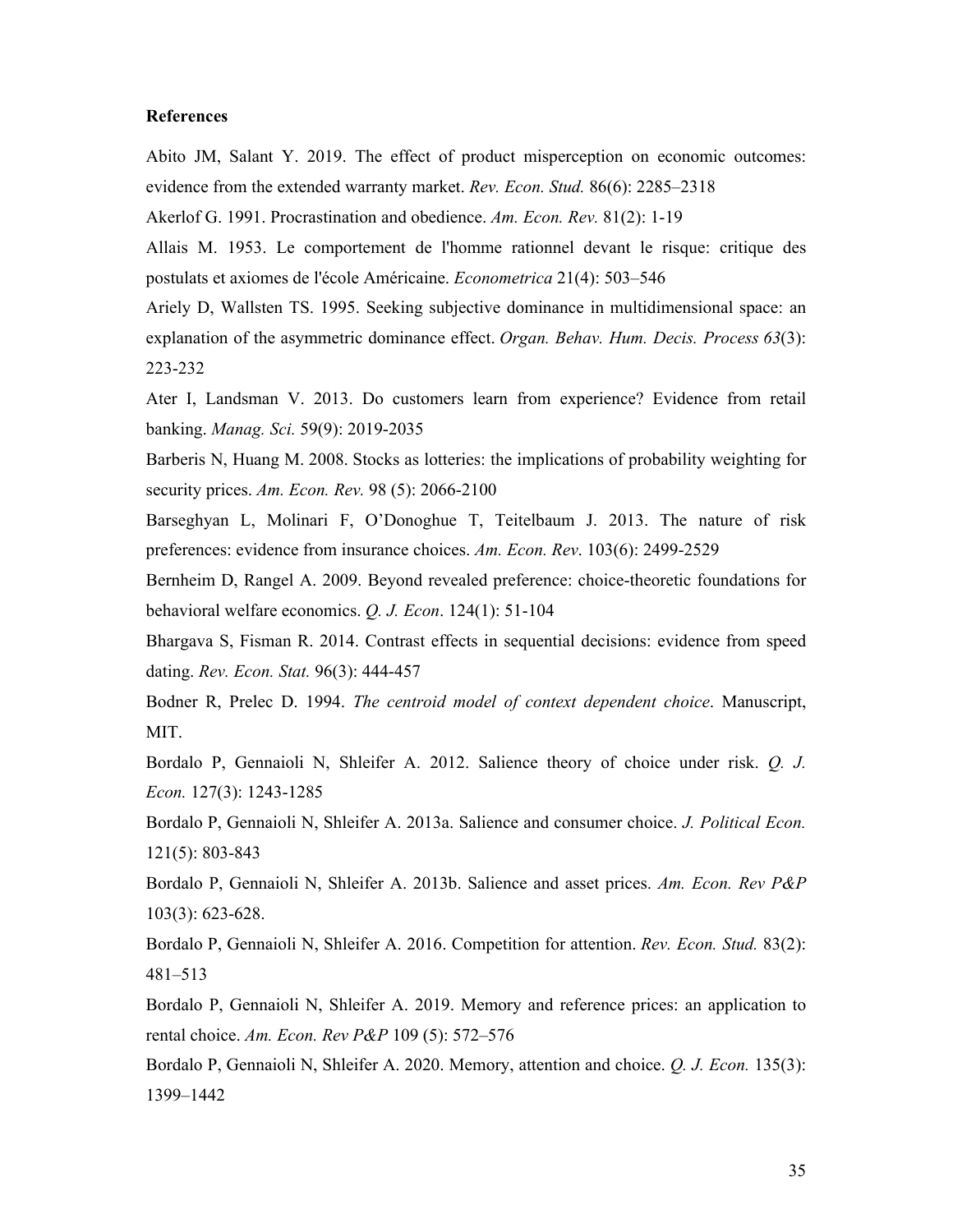**References**

Abito JM, Salant Y. 2019. The effect of product misperception on economic outcomes: evidence from the extended warranty market. *Rev. Econ. Stud.* 86(6): 2285–2318

Akerlof G. 1991. Procrastination and obedience. *Am. Econ. Rev.* 81(2): 1-19

Allais M. 1953. Le comportement de l'homme rationnel devant le risque: critique des postulats et axiomes de l'école Américaine. *Econometrica* 21(4): 503–546

Ariely D, Wallsten TS. 1995. Seeking subjective dominance in multidimensional space: an explanation of the asymmetric dominance effect. *Organ. Behav. Hum. Decis. Process 63*(3): 223-232

Ater I, Landsman V. 2013. Do customers learn from experience? Evidence from retail banking. *Manag. Sci.* 59(9): 2019-2035

Barberis N, Huang M. 2008. Stocks as lotteries: the implications of probability weighting for security prices. *Am. Econ. Rev.* 98 (5): 2066-2100

Barseghyan L, Molinari F, O'Donoghue T, Teitelbaum J. 2013. The nature of risk preferences: evidence from insurance choices. *Am. Econ. Rev*. 103(6): 2499-2529

Bernheim D, Rangel A. 2009. Beyond revealed preference: choice-theoretic foundations for behavioral welfare economics. *Q. J. Econ*. 124(1): 51-104

Bhargava S, Fisman R. 2014. Contrast effects in sequential decisions: evidence from speed dating. *Rev. Econ. Stat.* 96(3): 444-457

Bodner R, Prelec D. 1994. *The centroid model of context dependent choice*. Manuscript, MIT.

Bordalo P, Gennaioli N, Shleifer A. 2012. Salience theory of choice under risk. *Q. J. Econ.* 127(3): 1243-1285

Bordalo P, Gennaioli N, Shleifer A. 2013a. Salience and consumer choice. *J. Political Econ.* 121(5): 803-843

Bordalo P, Gennaioli N, Shleifer A. 2013b. Salience and asset prices. *Am. Econ. Rev P&P* 103(3): 623-628.

Bordalo P, Gennaioli N, Shleifer A. 2016. Competition for attention. *Rev. Econ. Stud.* 83(2): 481–513

Bordalo P, Gennaioli N, Shleifer A. 2019. Memory and reference prices: an application to rental choice. *Am. Econ. Rev P&P* 109 (5): 572–576

Bordalo P, Gennaioli N, Shleifer A. 2020. Memory, attention and choice. *Q. J. Econ.* 135(3): 1399–1442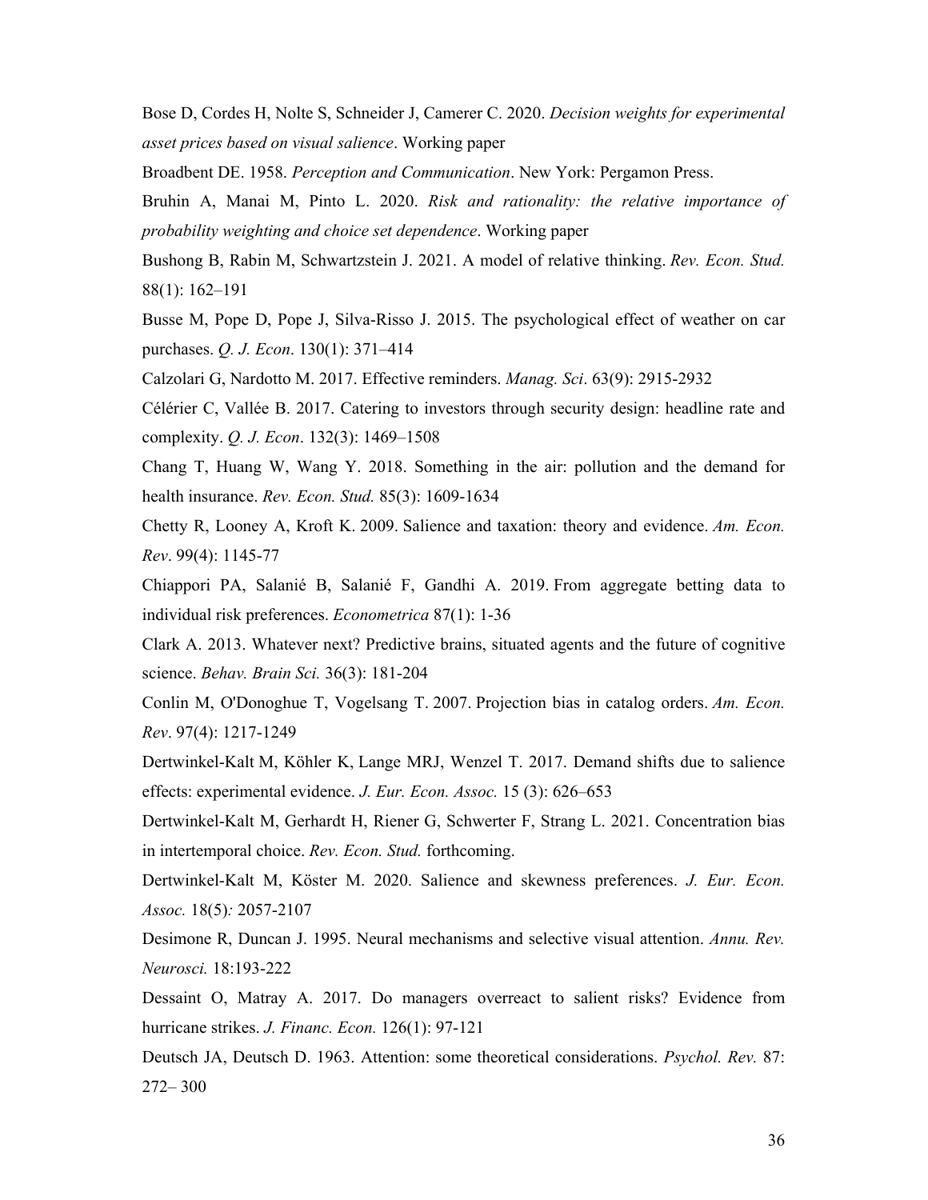Bose D, Cordes H, Nolte S, Schneider J, Camerer C. 2020. *Decision weights for experimental asset prices based on visual salience*. Working paper

Broadbent DE. 1958. *Perception and Communication*. New York: Pergamon Press.

Bruhin A, Manai M, Pinto L. 2020. *Risk and rationality: the relative importance of probability weighting and choice set dependence*. Working paper

Bushong B, Rabin M, Schwartzstein J. 2021. A model of relative thinking. *Rev. Econ. Stud.* 88(1): 162–191

Busse M, Pope D, Pope J, Silva-Risso J. 2015. The psychological effect of weather on car purchases. *Q. J. Econ*. 130(1): 371–414

Calzolari G, Nardotto M. 2017. Effective reminders. *Manag. Sci*. 63(9): 2915-2932

Célérier C, Vallée B. 2017. Catering to investors through security design: headline rate and complexity. *Q. J. Econ*. 132(3): 1469–1508

Chang T, Huang W, Wang Y. 2018. Something in the air: pollution and the demand for health insurance. *Rev. Econ. Stud.* 85(3): 1609-1634

Chetty R, Looney A, Kroft K. 2009. Salience and taxation: theory and evidence. *Am. Econ. Rev*. 99(4): 1145-77

Chiappori PA, Salanié B, Salanié F, Gandhi A. 2019. From aggregate betting data to individual risk preferences. *Econometrica* 87(1): 1-36

Clark A. 2013. Whatever next? Predictive brains, situated agents and the future of cognitive science. *Behav. Brain Sci.* 36(3): 181-204

Conlin M, O'Donoghue T, Vogelsang T. 2007. Projection bias in catalog orders. *Am. Econ. Rev*. 97(4): 1217-1249

Dertwinkel-Kalt M, Köhler K, Lange MRJ, Wenzel T. 2017. Demand shifts due to salience effects: experimental evidence. *J. Eur. Econ. Assoc.* 15 (3): 626–653

Dertwinkel-Kalt M, Gerhardt H, Riener G, Schwerter F, Strang L. 2021. Concentration bias in intertemporal choice. *Rev. Econ. Stud.* forthcoming.

Dertwinkel-Kalt M, Köster M. 2020. Salience and skewness preferences. *J. Eur. Econ. Assoc.* 18(5)*:* 2057-2107

Desimone R, Duncan J. 1995. Neural mechanisms and selective visual attention. *Annu. Rev. Neurosci.* 18:193-222

Dessaint O, Matray A. 2017. Do managers overreact to salient risks? Evidence from hurricane strikes. *J. Financ. Econ.* 126(1): 97-121

Deutsch JA, Deutsch D. 1963. Attention: some theoretical considerations. *Psychol. Rev.* 87: 272– 300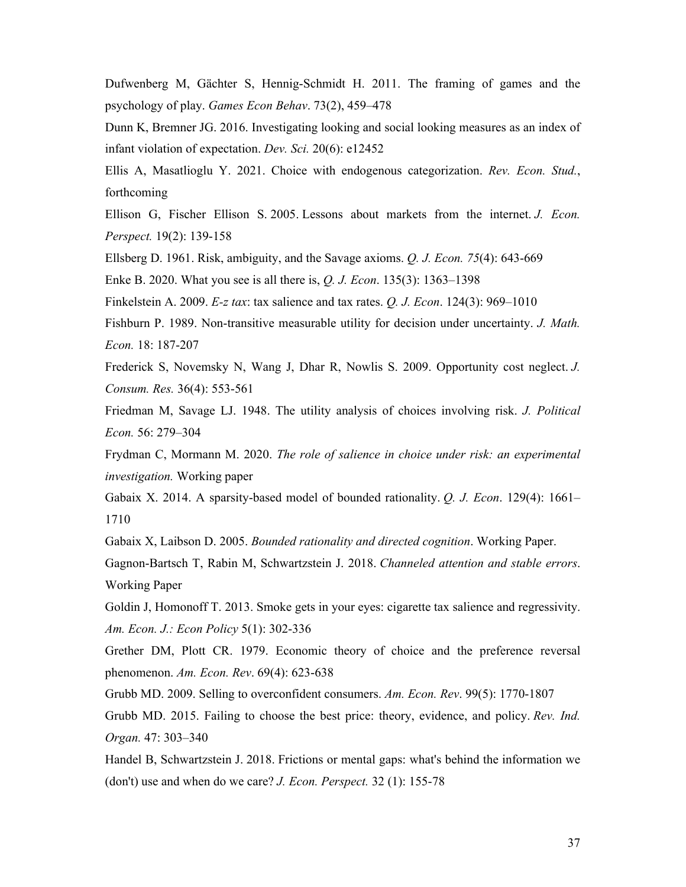Dufwenberg M, Gächter S, Hennig-Schmidt H. 2011. The framing of games and the psychology of play. *Games Econ Behav*. 73(2), 459–478

Dunn K, Bremner JG. 2016. Investigating looking and social looking measures as an index of infant violation of expectation. *Dev. Sci.* 20(6): e12452

Ellis A, Masatlioglu Y. 2021. Choice with endogenous categorization. *Rev. Econ. Stud.*, forthcoming

Ellison G, Fischer Ellison S. 2005. Lessons about markets from the internet. *J. Econ. Perspect.* 19(2): 139-158

Ellsberg D. 1961. Risk, ambiguity, and the Savage axioms. *Q. J. Econ. 75*(4): 643-669

Enke B. 2020. What you see is all there is, *Q. J. Econ*. 135(3): 1363–1398

Finkelstein A. 2009. *E-z tax*: tax salience and tax rates. *Q. J. Econ*. 124(3): 969–1010

Fishburn P. 1989. Non-transitive measurable utility for decision under uncertainty. *J. Math. Econ.* 18: 187-207

Frederick S, Novemsky N, Wang J, Dhar R, Nowlis S. 2009. Opportunity cost neglect. *J. Consum. Res.* 36(4): 553-561

Friedman M, Savage LJ. 1948. The utility analysis of choices involving risk. *J. Political Econ.* 56: 279–304

Frydman C, Mormann M. 2020. *The role of salience in choice under risk: an experimental investigation.* Working paper

Gabaix X. 2014. A sparsity-based model of bounded rationality. *Q. J. Econ*. 129(4): 1661–1710

Gabaix X, Laibson D. 2005. *Bounded rationality and directed cognition*. Working Paper.

Gagnon-Bartsch T, Rabin M, Schwartzstein J. 2018. *Channeled attention and stable errors*. Working Paper

Goldin J, Homonoff T. 2013. Smoke gets in your eyes: cigarette tax salience and regressivity. *Am. Econ. J.: Econ Policy* 5(1): 302-336

Grether DM, Plott CR. 1979. Economic theory of choice and the preference reversal phenomenon. *Am. Econ. Rev*. 69(4): 623-638

Grubb MD. 2009. Selling to overconfident consumers. *Am. Econ. Rev*. 99(5): 1770-1807

Grubb MD. 2015. Failing to choose the best price: theory, evidence, and policy. *Rev. Ind. Organ.* 47: 303–340

Handel B, Schwartzstein J. 2018. Frictions or mental gaps: what's behind the information we (don't) use and when do we care? *J. Econ. Perspect.* 32 (1): 155-78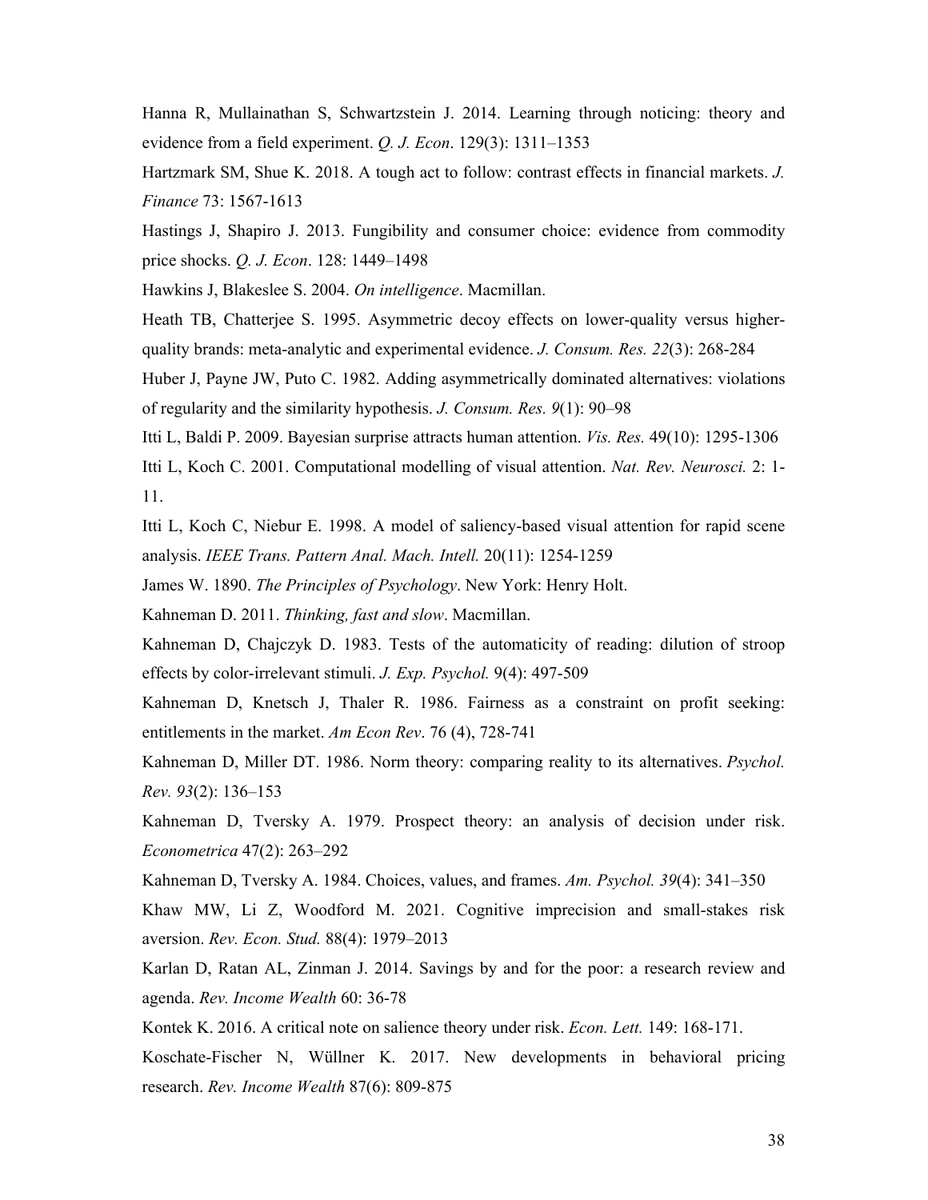Hanna R, Mullainathan S, Schwartzstein J. 2014. Learning through noticing: theory and evidence from a field experiment. *Q. J. Econ*. 129(3): 1311–1353

Hartzmark SM, Shue K. 2018. A tough act to follow: contrast effects in financial markets. *J. Finance* 73: 1567-1613

Hastings J, Shapiro J. 2013. Fungibility and consumer choice: evidence from commodity price shocks. *Q. J. Econ*. 128: 1449–1498

Hawkins J, Blakeslee S. 2004. *On intelligence*. Macmillan.

Heath TB, Chatterjee S. 1995. Asymmetric decoy effects on lower-quality versus higher-quality brands: meta-analytic and experimental evidence. *J. Consum. Res. 22*(3): 268-284

Huber J, Payne JW, Puto C. 1982. Adding asymmetrically dominated alternatives: violations of regularity and the similarity hypothesis. *J. Consum. Res. 9*(1): 90–98

Itti L, Baldi P. 2009. Bayesian surprise attracts human attention. *Vis. Res.* 49(10): 1295-1306

Itti L, Koch C. 2001. Computational modelling of visual attention. *Nat. Rev. Neurosci.* 2: 1-11.

Itti L, Koch C, Niebur E. 1998. A model of saliency-based visual attention for rapid scene analysis. *IEEE Trans. Pattern Anal. Mach. Intell.* 20(11): 1254-1259

James W. 1890. *The Principles of Psychology*. New York: Henry Holt.

Kahneman D. 2011. *Thinking, fast and slow*. Macmillan.

Kahneman D, Chajczyk D. 1983. Tests of the automaticity of reading: dilution of stroop effects by color-irrelevant stimuli. *J. Exp. Psychol.* 9(4): 497-509

Kahneman D, Knetsch J, Thaler R. 1986. Fairness as a constraint on profit seeking: entitlements in the market. *Am Econ Rev*. 76 (4), 728-741

Kahneman D, Miller DT. 1986. Norm theory: comparing reality to its alternatives. *Psychol. Rev. 93*(2): 136–153

Kahneman D, Tversky A. 1979. Prospect theory: an analysis of decision under risk. *Econometrica* 47(2): 263–292

Kahneman D, Tversky A. 1984. Choices, values, and frames. *Am. Psychol. 39*(4): 341–350

Khaw MW, Li Z, Woodford M. 2021. Cognitive imprecision and small-stakes risk aversion. *Rev. Econ. Stud.* 88(4): 1979–2013

Karlan D, Ratan AL, Zinman J. 2014. Savings by and for the poor: a research review and agenda. *Rev. Income Wealth* 60: 36-78

Kontek K. 2016. A critical note on salience theory under risk. *Econ. Lett.* 149: 168-171.

Koschate-Fischer N, Wüllner K. 2017. New developments in behavioral pricing research. *Rev. Income Wealth* 87(6): 809-875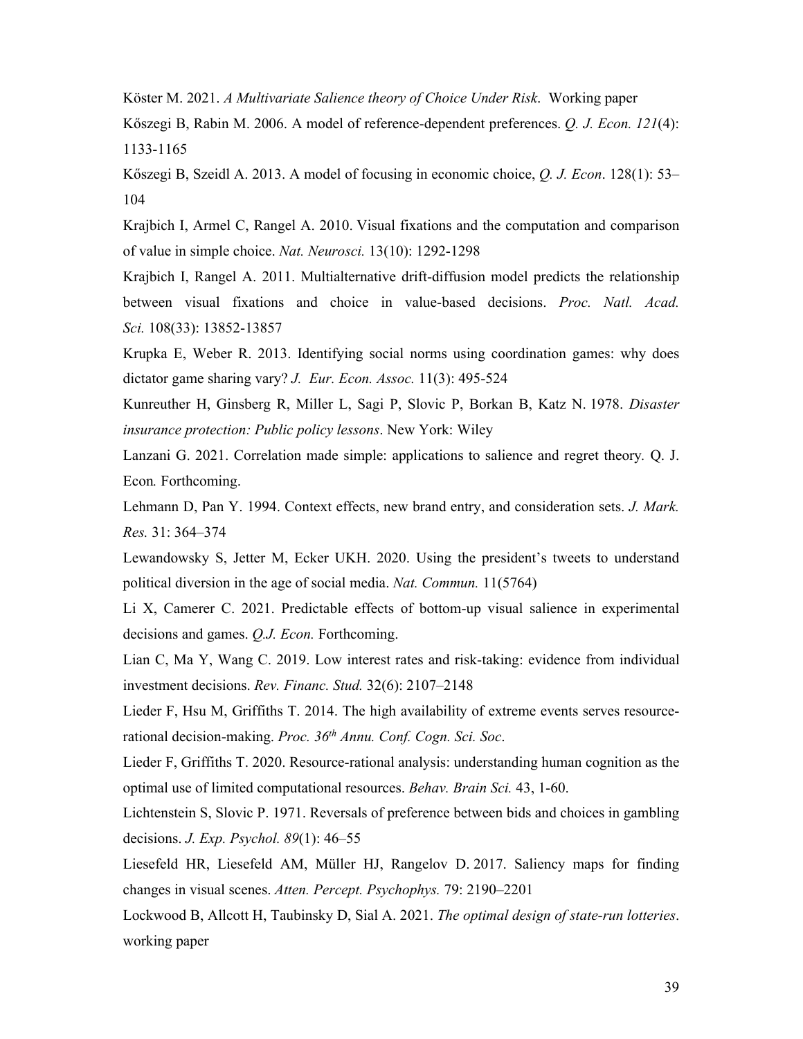Köster M. 2021. *A Multivariate Salience theory of Choice Under Risk*. Working paper

Kőszegi B, Rabin M. 2006. A model of reference-dependent preferences. *Q. J. Econ. 121*(4): 1133-1165

Kőszegi B, Szeidl A. 2013. A model of focusing in economic choice, *Q. J. Econ*. 128(1): 53–104

Krajbich I, Armel C, Rangel A. 2010. Visual fixations and the computation and comparison of value in simple choice. *Nat. Neurosci.* 13(10): 1292-1298

Krajbich I, Rangel A. 2011. Multialternative drift-diffusion model predicts the relationship between visual fixations and choice in value-based decisions. *Proc. Natl. Acad. Sci.* 108(33): 13852-13857

Krupka E, Weber R. 2013. Identifying social norms using coordination games: why does dictator game sharing vary? *J. Eur. Econ. Assoc.* 11(3): 495-524

Kunreuther H, Ginsberg R, Miller L, Sagi P, Slovic P, Borkan B, Katz N. 1978. *Disaster insurance protection: Public policy lessons*. New York: Wiley

Lanzani G. 2021. Correlation made simple: applications to salience and regret theory. Q. J. Econ*.* Forthcoming.

Lehmann D, Pan Y. 1994. Context effects, new brand entry, and consideration sets. *J. Mark. Res.* 31: 364–374

Lewandowsky S, Jetter M, Ecker UKH. 2020. Using the president's tweets to understand political diversion in the age of social media. *Nat. Commun.* 11(5764)

Li X, Camerer C. 2021. Predictable effects of bottom-up visual salience in experimental decisions and games. *Q.J. Econ.* Forthcoming.

Lian C, Ma Y, Wang C. 2019. Low interest rates and risk-taking: evidence from individual investment decisions. *Rev. Financ. Stud.* 32(6): 2107–2148

Lieder F, Hsu M, Griffiths T. 2014. The high availability of extreme events serves resource-rational decision-making. *Proc. 36th Annu. Conf. Cogn. Sci. Soc*.

Lieder F, Griffiths T. 2020. Resource-rational analysis: understanding human cognition as the optimal use of limited computational resources. *Behav. Brain Sci.* 43, 1-60.

Lichtenstein S, Slovic P. 1971. Reversals of preference between bids and choices in gambling decisions. *J. Exp. Psychol. 89*(1): 46–55

Liesefeld HR, Liesefeld AM, Müller HJ, Rangelov D. 2017. Saliency maps for finding changes in visual scenes. *Atten. Percept. Psychophys.* 79: 2190–2201

Lockwood B, Allcott H, Taubinsky D, Sial A. 2021. *The optimal design of state-run lotteries*. working paper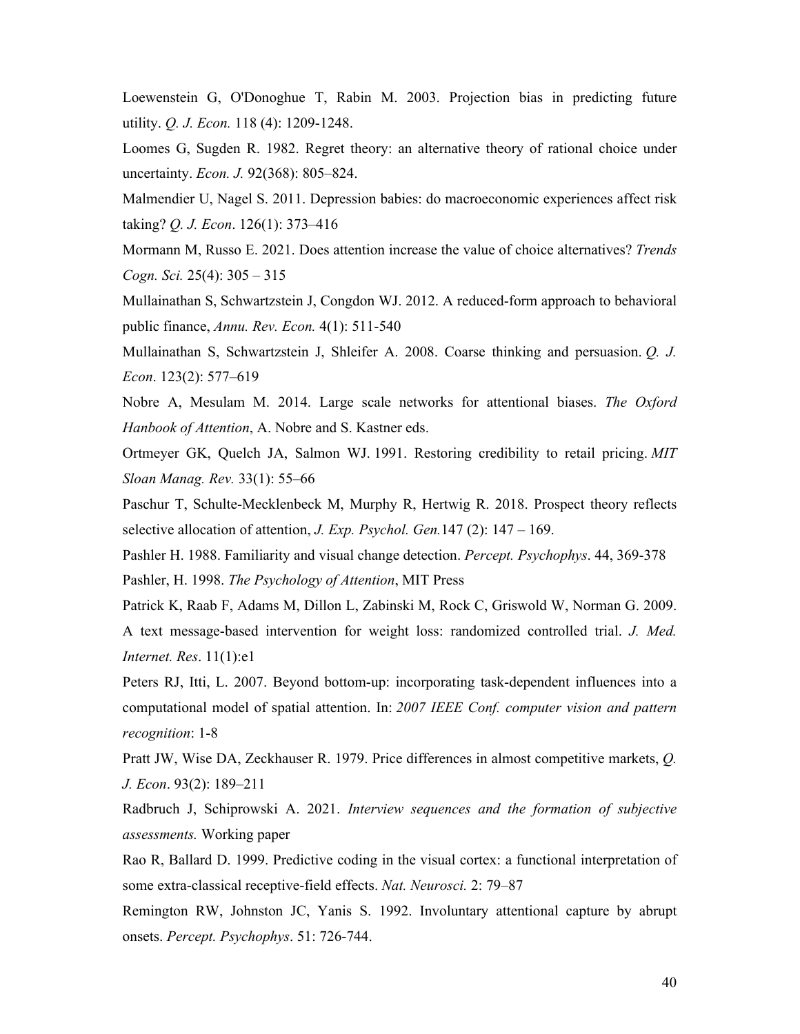Loewenstein G, O'Donoghue T, Rabin M. 2003. Projection bias in predicting future utility. *Q. J. Econ.* 118 (4): 1209-1248.

Loomes G, Sugden R. 1982. Regret theory: an alternative theory of rational choice under uncertainty. *Econ. J.* 92(368): 805–824.

Malmendier U, Nagel S. 2011. Depression babies: do macroeconomic experiences affect risk taking? *Q. J. Econ*. 126(1): 373–416

Mormann M, Russo E. 2021. Does attention increase the value of choice alternatives? *Trends Cogn. Sci.* 25(4): 305 – 315

Mullainathan S, Schwartzstein J, Congdon WJ. 2012. A reduced-form approach to behavioral public finance, *Annu. Rev. Econ.* 4(1): 511-540

Mullainathan S, Schwartzstein J, Shleifer A. 2008. Coarse thinking and persuasion. *Q. J. Econ*. 123(2): 577–619

Nobre A, Mesulam M. 2014. Large scale networks for attentional biases. *The Oxford Hanbook of Attention*, A. Nobre and S. Kastner eds.

Ortmeyer GK, Quelch JA, Salmon WJ. 1991. Restoring credibility to retail pricing. *MIT Sloan Manag. Rev.* 33(1): 55–66

Paschur T, Schulte-Mecklenbeck M, Murphy R, Hertwig R. 2018. Prospect theory reflects selective allocation of attention, *J. Exp. Psychol. Gen.*147 (2): 147 – 169.

Pashler H. 1988. Familiarity and visual change detection. *Percept. Psychophys*. 44, 369-378

Pashler, H. 1998. *The Psychology of Attention*, MIT Press

Patrick K, Raab F, Adams M, Dillon L, Zabinski M, Rock C, Griswold W, Norman G. 2009. A text message-based intervention for weight loss: randomized controlled trial. *J. Med. Internet. Res*. 11(1):e1

Peters RJ, Itti, L. 2007. Beyond bottom-up: incorporating task-dependent influences into a computational model of spatial attention. In: *2007 IEEE Conf. computer vision and pattern recognition*: 1-8

Pratt JW, Wise DA, Zeckhauser R. 1979. Price differences in almost competitive markets, *Q. J. Econ*. 93(2): 189–211

Radbruch J, Schiprowski A. 2021. *Interview sequences and the formation of subjective assessments.* Working paper

Rao R, Ballard D. 1999. Predictive coding in the visual cortex: a functional interpretation of some extra-classical receptive-field effects. *Nat. Neurosci.* 2: 79–87

Remington RW, Johnston JC, Yanis S. 1992. Involuntary attentional capture by abrupt onsets. *Percept. Psychophys*. 51: 726-744.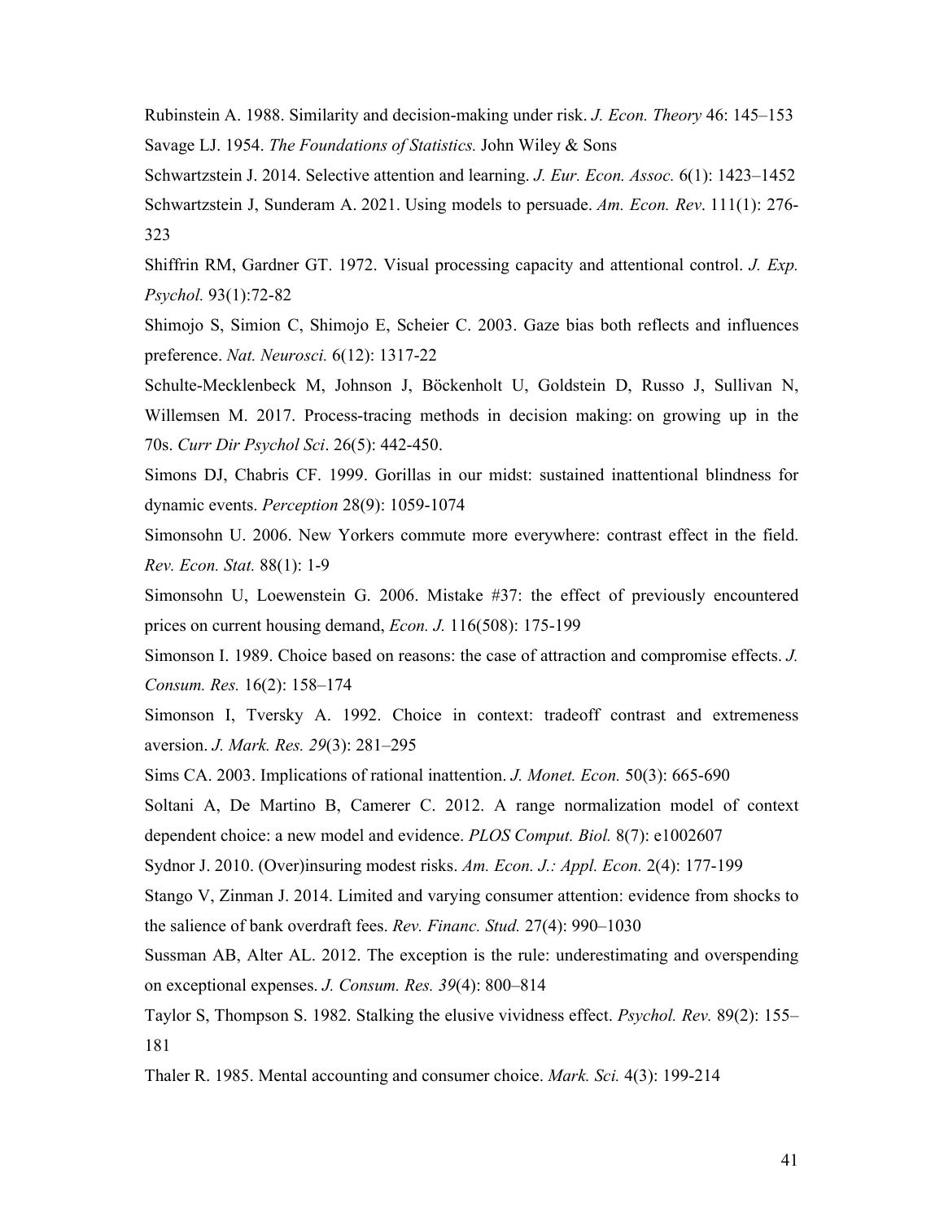Rubinstein A. 1988. Similarity and decision-making under risk. *J. Econ. Theory* 46: 145–153

Savage LJ. 1954. *The Foundations of Statistics.* John Wiley & Sons

Schwartzstein J. 2014. Selective attention and learning. *J. Eur. Econ. Assoc.* 6(1): 1423–1452

Schwartzstein J, Sunderam A. 2021. Using models to persuade. *Am. Econ. Rev*. 111(1): 276-323

Shiffrin RM, Gardner GT. 1972. Visual processing capacity and attentional control. *J. Exp. Psychol.* 93(1):72-82

Shimojo S, Simion C, Shimojo E, Scheier C. 2003. Gaze bias both reflects and influences preference. *Nat. Neurosci.* 6(12): 1317-22

Schulte-Mecklenbeck M, Johnson J, Böckenholt U, Goldstein D, Russo J, Sullivan N, Willemsen M. 2017. Process-tracing methods in decision making: on growing up in the 70s. *Curr Dir Psychol Sci*. 26(5): 442-450.

Simons DJ, Chabris CF. 1999. Gorillas in our midst: sustained inattentional blindness for dynamic events. *Perception* 28(9): 1059-1074

Simonsohn U. 2006. New Yorkers commute more everywhere: contrast effect in the field. *Rev. Econ. Stat.* 88(1): 1-9

Simonsohn U, Loewenstein G. 2006. Mistake #37: the effect of previously encountered prices on current housing demand, *Econ. J.* 116(508): 175-199

Simonson I. 1989. Choice based on reasons: the case of attraction and compromise effects. *J. Consum. Res.* 16(2): 158–174

Simonson I, Tversky A. 1992. Choice in context: tradeoff contrast and extremeness aversion. *J. Mark. Res. 29*(3): 281–295

Sims CA. 2003. Implications of rational inattention. *J. Monet. Econ.* 50(3): 665-690

Soltani A, De Martino B, Camerer C. 2012. A range normalization model of context dependent choice: a new model and evidence. *PLOS Comput. Biol.* 8(7): e1002607

Sydnor J. 2010. (Over)insuring modest risks. *Am. Econ. J.: Appl. Econ.* 2(4): 177-199

Stango V, Zinman J. 2014. Limited and varying consumer attention: evidence from shocks to the salience of bank overdraft fees. *Rev. Financ. Stud.* 27(4): 990–1030

Sussman AB, Alter AL. 2012. The exception is the rule: underestimating and overspending on exceptional expenses. *J. Consum. Res. 39*(4): 800–814

Taylor S, Thompson S. 1982. Stalking the elusive vividness effect. *Psychol. Rev.* 89(2): 155–181

Thaler R. 1985. Mental accounting and consumer choice. *Mark. Sci.* 4(3): 199-214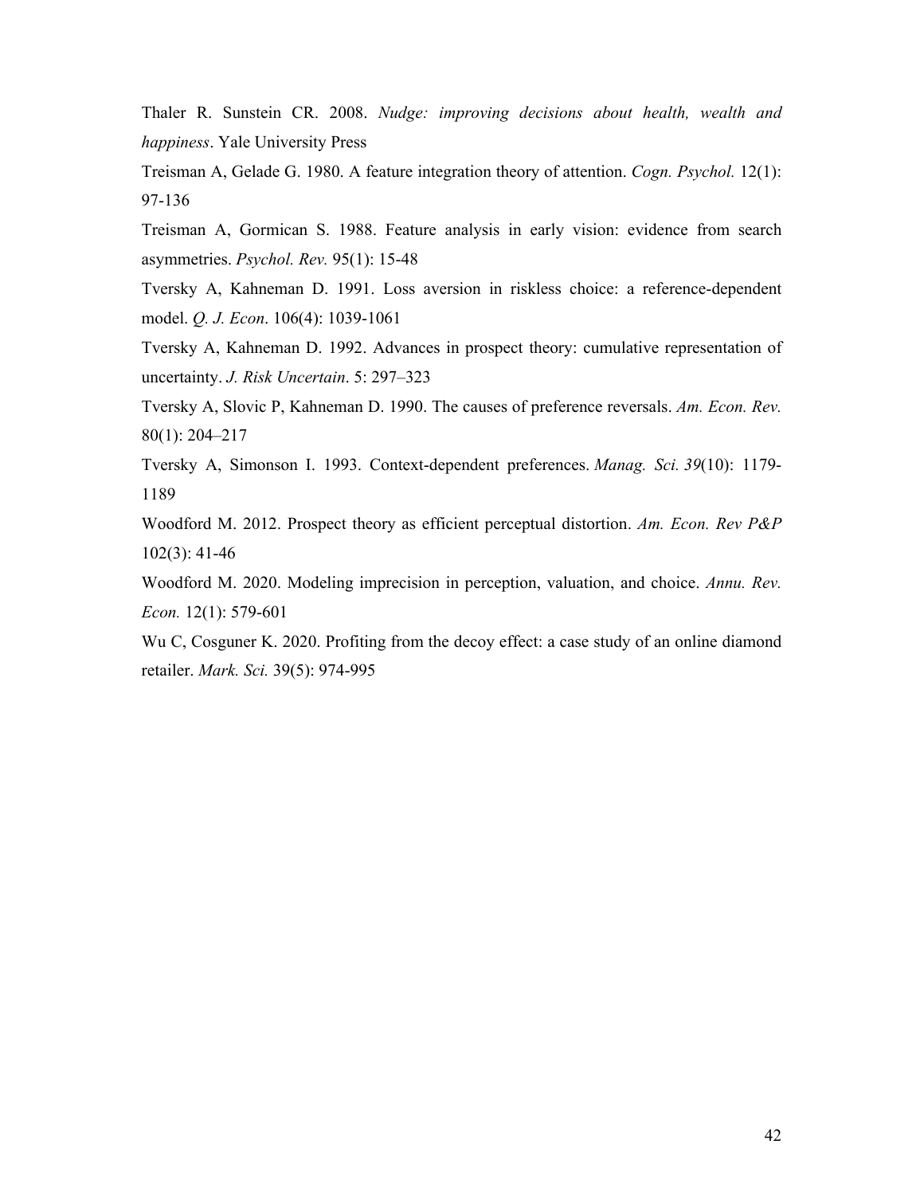Thaler R. Sunstein CR. 2008. *Nudge: improving decisions about health, wealth and happiness*. Yale University Press

Treisman A, Gelade G. 1980. A feature integration theory of attention. *Cogn. Psychol.* 12(1): 97-136

Treisman A, Gormican S. 1988. Feature analysis in early vision: evidence from search asymmetries. *Psychol. Rev.* 95(1): 15-48

Tversky A, Kahneman D. 1991. Loss aversion in riskless choice: a reference-dependent model. *Q. J. Econ*. 106(4): 1039-1061

Tversky A, Kahneman D. 1992. Advances in prospect theory: cumulative representation of uncertainty. *J. Risk Uncertain*. 5: 297–323

Tversky A, Slovic P, Kahneman D. 1990. The causes of preference reversals. *Am. Econ. Rev.* 80(1): 204–217

Tversky A, Simonson I. 1993. Context-dependent preferences. *Manag. Sci. 39*(10): 1179-1189

Woodford M. 2012. Prospect theory as efficient perceptual distortion. *Am. Econ. Rev P&P* 102(3): 41-46

Woodford M. 2020. Modeling imprecision in perception, valuation, and choice. *Annu. Rev. Econ.* 12(1): 579-601

Wu C, Cosguner K. 2020. Profiting from the decoy effect: a case study of an online diamond retailer. *Mark. Sci.* 39(5): 974-995